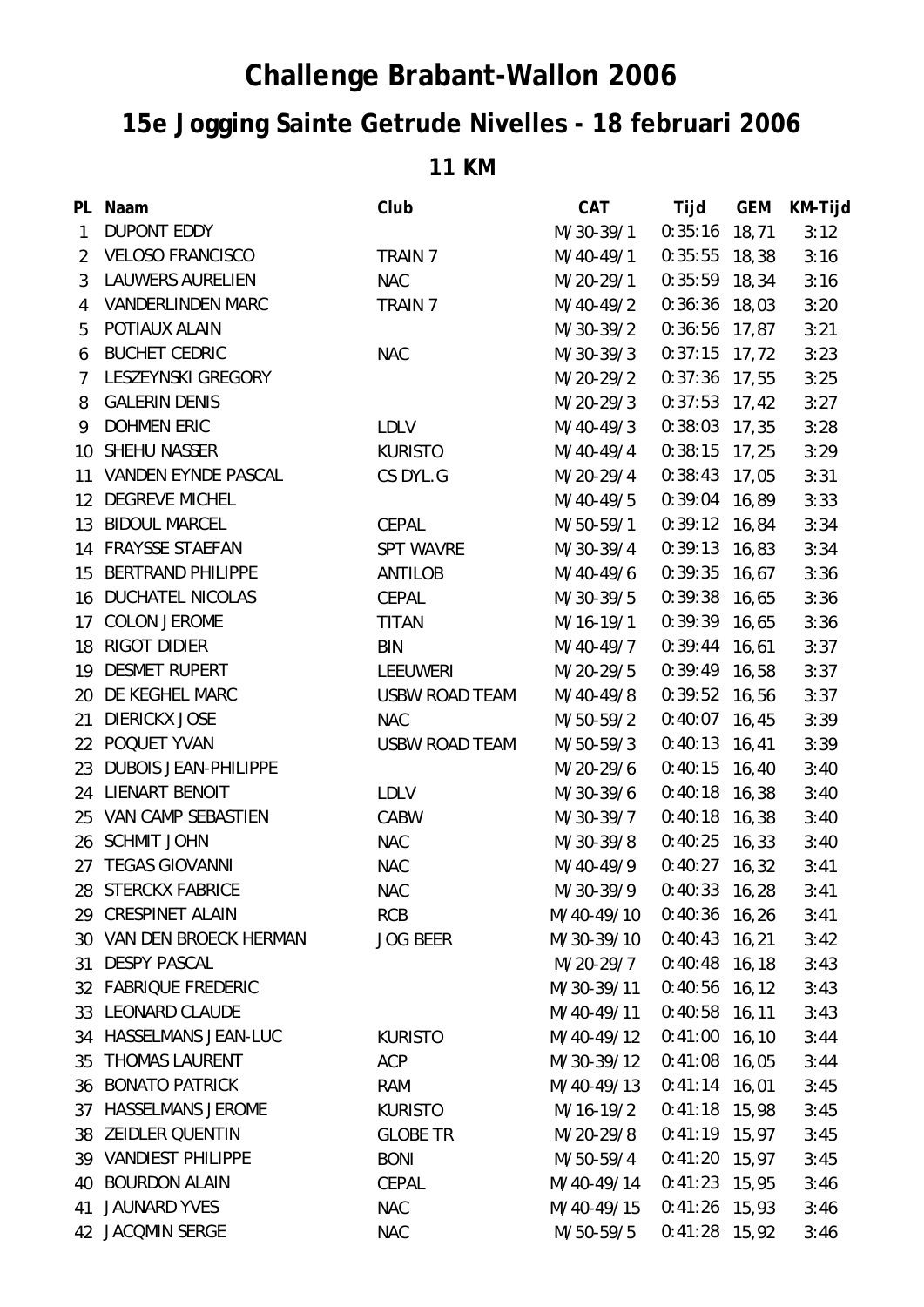# Challenge Brabant-Wallon 2006

## 15e Jogging Sainte Getrude Nivelles - 18 februari 2006

### 11 KM

| PL | Naam | Club | CAT | Tijd | GEM | KM-Tijd |
|---|---|---|---|---|---|---|
| 1 | DUPONT EDDY | | M/30-39/1 | 0:35:16 | 18,71 | 3:12 |
| 2 | VELOSO FRANCISCO | TRAIN 7 | M/40-49/1 | 0:35:55 | 18,38 | 3:16 |
| 3 | LAUWERS AURELIEN | NAC | M/20-29/1 | 0:35:59 | 18,34 | 3:16 |
| 4 | VANDERLINDEN MARC | TRAIN 7 | M/40-49/2 | 0:36:36 | 18,03 | 3:20 |
| 5 | POTIAUX ALAIN | | M/30-39/2 | 0:36:56 | 17,87 | 3:21 |
| 6 | BUCHET CEDRIC | NAC | M/30-39/3 | 0:37:15 | 17,72 | 3:23 |
| 7 | LESZEYNSKI GREGORY | | M/20-29/2 | 0:37:36 | 17,55 | 3:25 |
| 8 | GALERIN DENIS | | M/20-29/3 | 0:37:53 | 17,42 | 3:27 |
| 9 | DOHMEN ERIC | LDLV | M/40-49/3 | 0:38:03 | 17,35 | 3:28 |
| 10 | SHEHU NASSER | KURISTO | M/40-49/4 | 0:38:15 | 17,25 | 3:29 |
| 11 | VANDEN EYNDE PASCAL | CS DYL.G | M/20-29/4 | 0:38:43 | 17,05 | 3:31 |
| 12 | DEGREVE MICHEL | | M/40-49/5 | 0:39:04 | 16,89 | 3:33 |
| 13 | BIDOUL MARCEL | CEPAL | M/50-59/1 | 0:39:12 | 16,84 | 3:34 |
| 14 | FRAYSSE STAEFAN | SPT WAVRE | M/30-39/4 | 0:39:13 | 16,83 | 3:34 |
| 15 | BERTRAND PHILIPPE | ANTILOB | M/40-49/6 | 0:39:35 | 16,67 | 3:36 |
| 16 | DUCHATEL NICOLAS | CEPAL | M/30-39/5 | 0:39:38 | 16,65 | 3:36 |
| 17 | COLON JEROME | TITAN | M/16-19/1 | 0:39:39 | 16,65 | 3:36 |
| 18 | RIGOT DIDIER | BIN | M/40-49/7 | 0:39:44 | 16,61 | 3:37 |
| 19 | DESMET RUPERT | LEEUWERI | M/20-29/5 | 0:39:49 | 16,58 | 3:37 |
| 20 | DE KEGHEL MARC | USBW ROAD TEAM | M/40-49/8 | 0:39:52 | 16,56 | 3:37 |
| 21 | DIERICKX JOSE | NAC | M/50-59/2 | 0:40:07 | 16,45 | 3:39 |
| 22 | POQUET YVAN | USBW ROAD TEAM | M/50-59/3 | 0:40:13 | 16,41 | 3:39 |
| 23 | DUBOIS JEAN-PHILIPPE | | M/20-29/6 | 0:40:15 | 16,40 | 3:40 |
| 24 | LIENART BENOIT | LDLV | M/30-39/6 | 0:40:18 | 16,38 | 3:40 |
| 25 | VAN CAMP SEBASTIEN | CABW | M/30-39/7 | 0:40:18 | 16,38 | 3:40 |
| 26 | SCHMIT JOHN | NAC | M/30-39/8 | 0:40:25 | 16,33 | 3:40 |
| 27 | TEGAS GIOVANNI | NAC | M/40-49/9 | 0:40:27 | 16,32 | 3:41 |
| 28 | STERCKX FABRICE | NAC | M/30-39/9 | 0:40:33 | 16,28 | 3:41 |
| 29 | CRESPINET ALAIN | RCB | M/40-49/10 | 0:40:36 | 16,26 | 3:41 |
| 30 | VAN DEN BROECK HERMAN | JOG BEER | M/30-39/10 | 0:40:43 | 16,21 | 3:42 |
| 31 | DESPY PASCAL | | M/20-29/7 | 0:40:48 | 16,18 | 3:43 |
| 32 | FABRIQUE FREDERIC | | M/30-39/11 | 0:40:56 | 16,12 | 3:43 |
| 33 | LEONARD CLAUDE | | M/40-49/11 | 0:40:58 | 16,11 | 3:43 |
| 34 | HASSELMANS JEAN-LUC | KURISTO | M/40-49/12 | 0:41:00 | 16,10 | 3:44 |
| 35 | THOMAS LAURENT | ACP | M/30-39/12 | 0:41:08 | 16,05 | 3:44 |
| 36 | BONATO PATRICK | RAM | M/40-49/13 | 0:41:14 | 16,01 | 3:45 |
| 37 | HASSELMANS JEROME | KURISTO | M/16-19/2 | 0:41:18 | 15,98 | 3:45 |
| 38 | ZEIDLER QUENTIN | GLOBE TR | M/20-29/8 | 0:41:19 | 15,97 | 3:45 |
| 39 | VANDIEST PHILIPPE | BONI | M/50-59/4 | 0:41:20 | 15,97 | 3:45 |
| 40 | BOURDON ALAIN | CEPAL | M/40-49/14 | 0:41:23 | 15,95 | 3:46 |
| 41 | JAUNARD YVES | NAC | M/40-49/15 | 0:41:26 | 15,93 | 3:46 |
| 42 | JACQMIN SERGE | NAC | M/50-59/5 | 0:41:28 | 15,92 | 3:46 |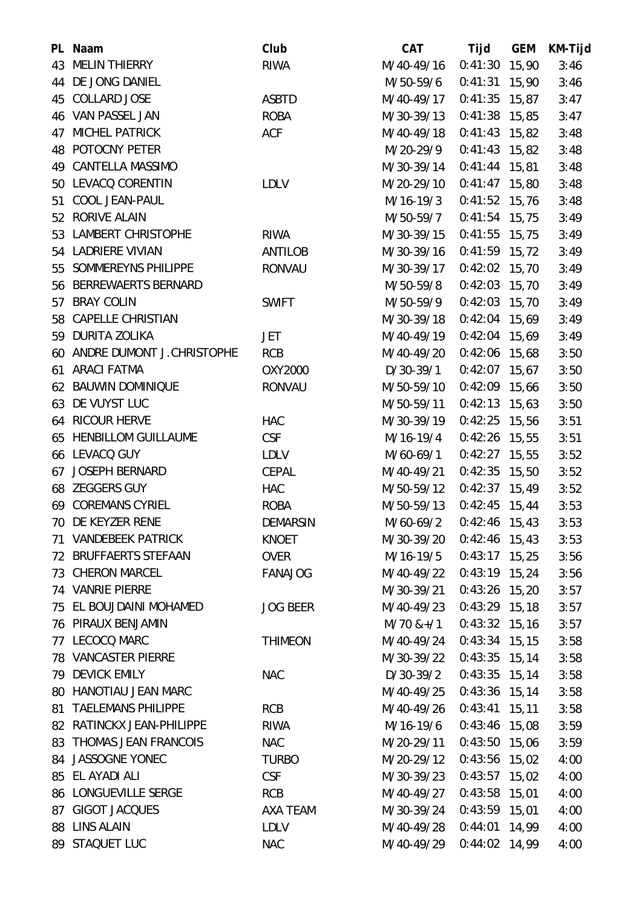| PL | Naam | Club | CAT | Tijd | GEM | KM-Tijd |
|---|---|---|---|---|---|---|
| 43 | MELIN THIERRY | RIWA | M/40-49/16 | 0:41:30 | 15,90 | 3:46 |
| 44 | DE JONG DANIEL | | M/50-59/6 | 0:41:31 | 15,90 | 3:46 |
| 45 | COLLARD JOSE | ASBTD | M/40-49/17 | 0:41:35 | 15,87 | 3:47 |
| 46 | VAN PASSEL JAN | ROBA | M/30-39/13 | 0:41:38 | 15,85 | 3:47 |
| 47 | MICHEL PATRICK | ACF | M/40-49/18 | 0:41:43 | 15,82 | 3:48 |
| 48 | POTOCNY PETER | | M/20-29/9 | 0:41:43 | 15,82 | 3:48 |
| 49 | CANTELLA MASSIMO | | M/30-39/14 | 0:41:44 | 15,81 | 3:48 |
| 50 | LEVACQ CORENTIN | LDLV | M/20-29/10 | 0:41:47 | 15,80 | 3:48 |
| 51 | COOL JEAN-PAUL | | M/16-19/3 | 0:41:52 | 15,76 | 3:48 |
| 52 | RORIVE ALAIN | | M/50-59/7 | 0:41:54 | 15,75 | 3:49 |
| 53 | LAMBERT CHRISTOPHE | RIWA | M/30-39/15 | 0:41:55 | 15,75 | 3:49 |
| 54 | LADRIERE VIVIAN | ANTILOB | M/30-39/16 | 0:41:59 | 15,72 | 3:49 |
| 55 | SOMMEREYNS PHILIPPE | RONVAU | M/30-39/17 | 0:42:02 | 15,70 | 3:49 |
| 56 | BERREWAERTS BERNARD | | M/50-59/8 | 0:42:03 | 15,70 | 3:49 |
| 57 | BRAY COLIN | SWIFT | M/50-59/9 | 0:42:03 | 15,70 | 3:49 |
| 58 | CAPELLE CHRISTIAN | | M/30-39/18 | 0:42:04 | 15,69 | 3:49 |
| 59 | DURITA ZOLIKA | JET | M/40-49/19 | 0:42:04 | 15,69 | 3:49 |
| 60 | ANDRE DUMONT J.CHRISTOPHE | RCB | M/40-49/20 | 0:42:06 | 15,68 | 3:50 |
| 61 | ARACI FATMA | OXY2000 | D/30-39/1 | 0:42:07 | 15,67 | 3:50 |
| 62 | BAUWIN DOMINIQUE | RONVAU | M/50-59/10 | 0:42:09 | 15,66 | 3:50 |
| 63 | DE VUYST LUC | | M/50-59/11 | 0:42:13 | 15,63 | 3:50 |
| 64 | RICOUR HERVE | HAC | M/30-39/19 | 0:42:25 | 15,56 | 3:51 |
| 65 | HENBILLOM GUILLAUME | CSF | M/16-19/4 | 0:42:26 | 15,55 | 3:51 |
| 66 | LEVACQ GUY | LDLV | M/60-69/1 | 0:42:27 | 15,55 | 3:52 |
| 67 | JOSEPH BERNARD | CEPAL | M/40-49/21 | 0:42:35 | 15,50 | 3:52 |
| 68 | ZEGGERS GUY | HAC | M/50-59/12 | 0:42:37 | 15,49 | 3:52 |
| 69 | COREMANS CYRIEL | ROBA | M/50-59/13 | 0:42:45 | 15,44 | 3:53 |
| 70 | DE KEYZER RENE | DEMARSIN | M/60-69/2 | 0:42:46 | 15,43 | 3:53 |
| 71 | VANDEBEEK PATRICK | KNOET | M/30-39/20 | 0:42:46 | 15,43 | 3:53 |
| 72 | BRUFFAERTS STEFAAN | OVER | M/16-19/5 | 0:43:17 | 15,25 | 3:56 |
| 73 | CHERON MARCEL | FANAJOG | M/40-49/22 | 0:43:19 | 15,24 | 3:56 |
| 74 | VANRIE PIERRE | | M/30-39/21 | 0:43:26 | 15,20 | 3:57 |
| 75 | EL BOUJDAINI MOHAMED | JOG BEER | M/40-49/23 | 0:43:29 | 15,18 | 3:57 |
| 76 | PIRAUX BENJAMIN | | M/70 &+/1 | 0:43:32 | 15,16 | 3:57 |
| 77 | LECOCQ MARC | THIMEON | M/40-49/24 | 0:43:34 | 15,15 | 3:58 |
| 78 | VANCASTER PIERRE | | M/30-39/22 | 0:43:35 | 15,14 | 3:58 |
| 79 | DEVICK EMILY | NAC | D/30-39/2 | 0:43:35 | 15,14 | 3:58 |
| 80 | HANOTIAU JEAN MARC | | M/40-49/25 | 0:43:36 | 15,14 | 3:58 |
| 81 | TAELEMANS PHILIPPE | RCB | M/40-49/26 | 0:43:41 | 15,11 | 3:58 |
| 82 | RATINCKX JEAN-PHILIPPE | RIWA | M/16-19/6 | 0:43:46 | 15,08 | 3:59 |
| 83 | THOMAS JEAN FRANCOIS | NAC | M/20-29/11 | 0:43:50 | 15,06 | 3:59 |
| 84 | JASSOGNE YONEC | TURBO | M/20-29/12 | 0:43:56 | 15,02 | 4:00 |
| 85 | EL AYADI ALI | CSF | M/30-39/23 | 0:43:57 | 15,02 | 4:00 |
| 86 | LONGUEVILLE SERGE | RCB | M/40-49/27 | 0:43:58 | 15,01 | 4:00 |
| 87 | GIGOT JACQUES | AXA TEAM | M/30-39/24 | 0:43:59 | 15,01 | 4:00 |
| 88 | LINS ALAIN | LDLV | M/40-49/28 | 0:44:01 | 14,99 | 4:00 |
| 89 | STAQUET LUC | NAC | M/40-49/29 | 0:44:02 | 14,99 | 4:00 |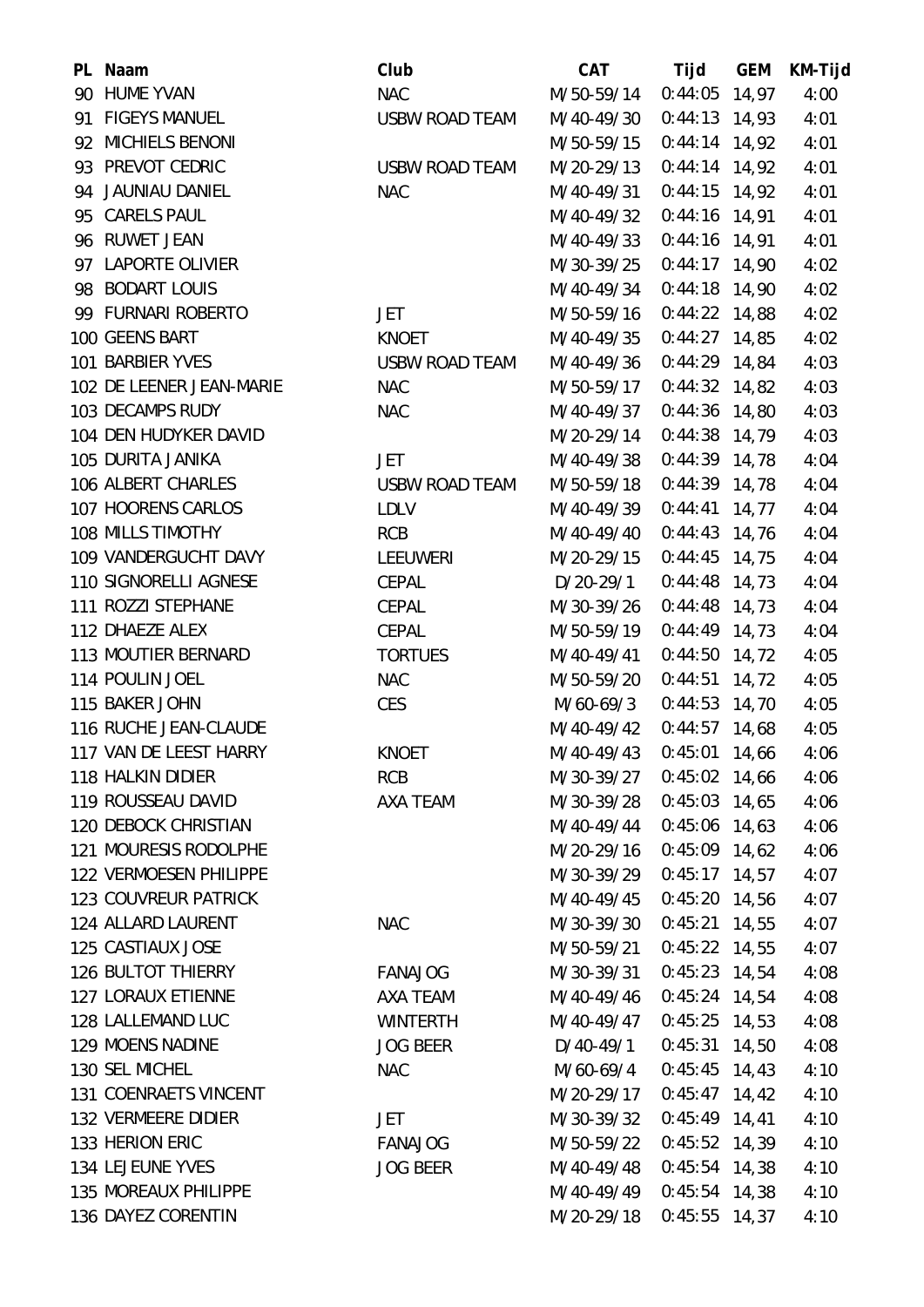| PL | Naam | Club | CAT | Tijd | GEM | KM-Tijd |
|---|---|---|---|---|---|---|
| 90 | HUME YVAN | NAC | M/50-59/14 | 0:44:05 | 14,97 | 4:00 |
| 91 | FIGEYS MANUEL | USBW ROAD TEAM | M/40-49/30 | 0:44:13 | 14,93 | 4:01 |
| 92 | MICHIELS BENONI | | M/50-59/15 | 0:44:14 | 14,92 | 4:01 |
| 93 | PREVOT CEDRIC | USBW ROAD TEAM | M/20-29/13 | 0:44:14 | 14,92 | 4:01 |
| 94 | JAUNIAU DANIEL | NAC | M/40-49/31 | 0:44:15 | 14,92 | 4:01 |
| 95 | CARELS PAUL | | M/40-49/32 | 0:44:16 | 14,91 | 4:01 |
| 96 | RUWET JEAN | | M/40-49/33 | 0:44:16 | 14,91 | 4:01 |
| 97 | LAPORTE OLIVIER | | M/30-39/25 | 0:44:17 | 14,90 | 4:02 |
| 98 | BODART LOUIS | | M/40-49/34 | 0:44:18 | 14,90 | 4:02 |
| 99 | FURNARI ROBERTO | JET | M/50-59/16 | 0:44:22 | 14,88 | 4:02 |
| 100 | GEENS BART | KNOET | M/40-49/35 | 0:44:27 | 14,85 | 4:02 |
| 101 | BARBIER YVES | USBW ROAD TEAM | M/40-49/36 | 0:44:29 | 14,84 | 4:03 |
| 102 | DE LEENER JEAN-MARIE | NAC | M/50-59/17 | 0:44:32 | 14,82 | 4:03 |
| 103 | DECAMPS RUDY | NAC | M/40-49/37 | 0:44:36 | 14,80 | 4:03 |
| 104 | DEN HUDYKER DAVID | | M/20-29/14 | 0:44:38 | 14,79 | 4:03 |
| 105 | DURITA JANIKA | JET | M/40-49/38 | 0:44:39 | 14,78 | 4:04 |
| 106 | ALBERT CHARLES | USBW ROAD TEAM | M/50-59/18 | 0:44:39 | 14,78 | 4:04 |
| 107 | HOORENS CARLOS | LDLV | M/40-49/39 | 0:44:41 | 14,77 | 4:04 |
| 108 | MILLS TIMOTHY | RCB | M/40-49/40 | 0:44:43 | 14,76 | 4:04 |
| 109 | VANDERGUCHT DAVY | LEEUWERI | M/20-29/15 | 0:44:45 | 14,75 | 4:04 |
| 110 | SIGNORELLI AGNESE | CEPAL | D/20-29/1 | 0:44:48 | 14,73 | 4:04 |
| 111 | ROZZI STEPHANE | CEPAL | M/30-39/26 | 0:44:48 | 14,73 | 4:04 |
| 112 | DHAEZE ALEX | CEPAL | M/50-59/19 | 0:44:49 | 14,73 | 4:04 |
| 113 | MOUTIER BERNARD | TORTUES | M/40-49/41 | 0:44:50 | 14,72 | 4:05 |
| 114 | POULIN JOEL | NAC | M/50-59/20 | 0:44:51 | 14,72 | 4:05 |
| 115 | BAKER JOHN | CES | M/60-69/3 | 0:44:53 | 14,70 | 4:05 |
| 116 | RUCHE JEAN-CLAUDE | | M/40-49/42 | 0:44:57 | 14,68 | 4:05 |
| 117 | VAN DE LEEST HARRY | KNOET | M/40-49/43 | 0:45:01 | 14,66 | 4:06 |
| 118 | HALKIN DIDIER | RCB | M/30-39/27 | 0:45:02 | 14,66 | 4:06 |
| 119 | ROUSSEAU DAVID | AXA TEAM | M/30-39/28 | 0:45:03 | 14,65 | 4:06 |
| 120 | DEBOCK CHRISTIAN | | M/40-49/44 | 0:45:06 | 14,63 | 4:06 |
| 121 | MOURESIS RODOLPHE | | M/20-29/16 | 0:45:09 | 14,62 | 4:06 |
| 122 | VERMOESEN PHILIPPE | | M/30-39/29 | 0:45:17 | 14,57 | 4:07 |
| 123 | COUVREUR PATRICK | | M/40-49/45 | 0:45:20 | 14,56 | 4:07 |
| 124 | ALLARD LAURENT | NAC | M/30-39/30 | 0:45:21 | 14,55 | 4:07 |
| 125 | CASTIAUX JOSE | | M/50-59/21 | 0:45:22 | 14,55 | 4:07 |
| 126 | BULTOT THIERRY | FANAJOG | M/30-39/31 | 0:45:23 | 14,54 | 4:08 |
| 127 | LORAUX ETIENNE | AXA TEAM | M/40-49/46 | 0:45:24 | 14,54 | 4:08 |
| 128 | LALLEMAND LUC | WINTERTH | M/40-49/47 | 0:45:25 | 14,53 | 4:08 |
| 129 | MOENS NADINE | JOG BEER | D/40-49/1 | 0:45:31 | 14,50 | 4:08 |
| 130 | SEL MICHEL | NAC | M/60-69/4 | 0:45:45 | 14,43 | 4:10 |
| 131 | COENRAETS VINCENT | | M/20-29/17 | 0:45:47 | 14,42 | 4:10 |
| 132 | VERMEERE DIDIER | JET | M/30-39/32 | 0:45:49 | 14,41 | 4:10 |
| 133 | HERION ERIC | FANAJOG | M/50-59/22 | 0:45:52 | 14,39 | 4:10 |
| 134 | LEJEUNE YVES | JOG BEER | M/40-49/48 | 0:45:54 | 14,38 | 4:10 |
| 135 | MOREAUX PHILIPPE | | M/40-49/49 | 0:45:54 | 14,38 | 4:10 |
| 136 | DAYEZ CORENTIN | | M/20-29/18 | 0:45:55 | 14,37 | 4:10 |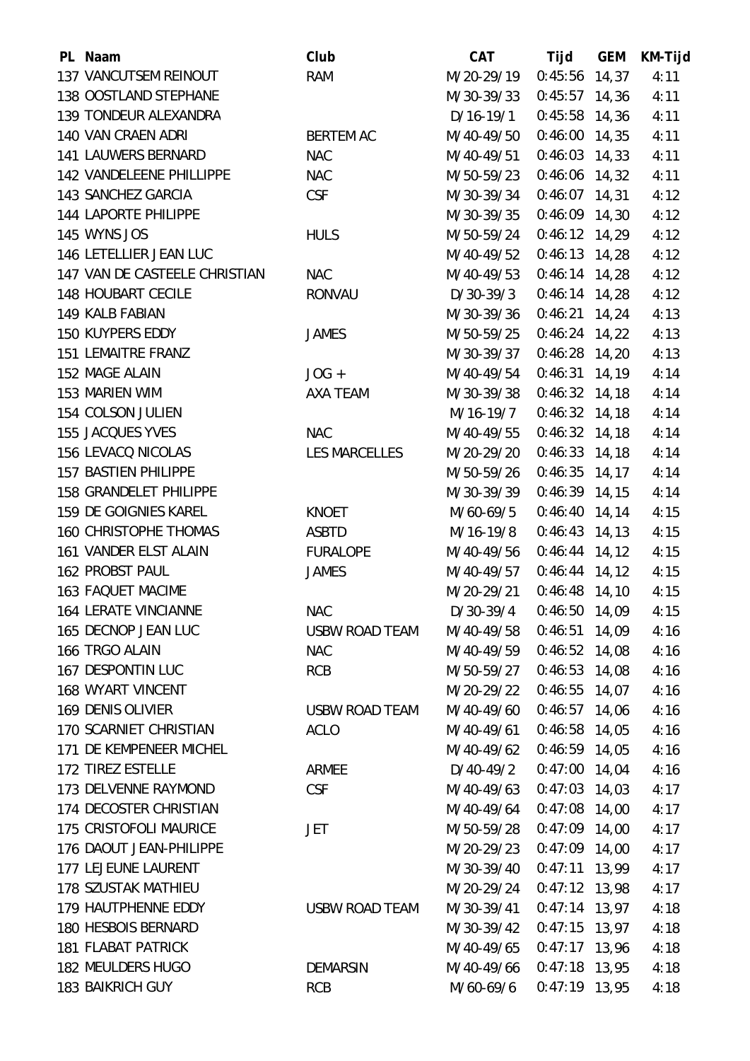| PL | Naam | Club | CAT | Tijd | GEM | KM-Tijd |
|---|---|---|---|---|---|---|
| 137 | VANCUTSEM REINOUT | RAM | M/20-29/19 | 0:45:56 | 14,37 | 4:11 |
| 138 | OOSTLAND STEPHANE | | M/30-39/33 | 0:45:57 | 14,36 | 4:11 |
| 139 | TONDEUR ALEXANDRA | | D/16-19/1 | 0:45:58 | 14,36 | 4:11 |
| 140 | VAN CRAEN ADRI | BERTEM AC | M/40-49/50 | 0:46:00 | 14,35 | 4:11 |
| 141 | LAUWERS BERNARD | NAC | M/40-49/51 | 0:46:03 | 14,33 | 4:11 |
| 142 | VANDELEENE PHILLIPPE | NAC | M/50-59/23 | 0:46:06 | 14,32 | 4:11 |
| 143 | SANCHEZ GARCIA | CSF | M/30-39/34 | 0:46:07 | 14,31 | 4:12 |
| 144 | LAPORTE PHILIPPE | | M/30-39/35 | 0:46:09 | 14,30 | 4:12 |
| 145 | WYNS JOS | HULS | M/50-59/24 | 0:46:12 | 14,29 | 4:12 |
| 146 | LETELLIER JEAN LUC | | M/40-49/52 | 0:46:13 | 14,28 | 4:12 |
| 147 | VAN DE CASTEELE CHRISTIAN | NAC | M/40-49/53 | 0:46:14 | 14,28 | 4:12 |
| 148 | HOUBART CECILE | RONVAU | D/30-39/3 | 0:46:14 | 14,28 | 4:12 |
| 149 | KALB FABIAN | | M/30-39/36 | 0:46:21 | 14,24 | 4:13 |
| 150 | KUYPERS EDDY | JAMES | M/50-59/25 | 0:46:24 | 14,22 | 4:13 |
| 151 | LEMAITRE FRANZ | | M/30-39/37 | 0:46:28 | 14,20 | 4:13 |
| 152 | MAGE ALAIN | JOG + | M/40-49/54 | 0:46:31 | 14,19 | 4:14 |
| 153 | MARIEN WIM | AXA TEAM | M/30-39/38 | 0:46:32 | 14,18 | 4:14 |
| 154 | COLSON JULIEN | | M/16-19/7 | 0:46:32 | 14,18 | 4:14 |
| 155 | JACQUES YVES | NAC | M/40-49/55 | 0:46:32 | 14,18 | 4:14 |
| 156 | LEVACQ NICOLAS | LES MARCELLES | M/20-29/20 | 0:46:33 | 14,18 | 4:14 |
| 157 | BASTIEN PHILIPPE | | M/50-59/26 | 0:46:35 | 14,17 | 4:14 |
| 158 | GRANDELET PHILIPPE | | M/30-39/39 | 0:46:39 | 14,15 | 4:14 |
| 159 | DE GOIGNIES KAREL | KNOET | M/60-69/5 | 0:46:40 | 14,14 | 4:15 |
| 160 | CHRISTOPHE THOMAS | ASBTD | M/16-19/8 | 0:46:43 | 14,13 | 4:15 |
| 161 | VANDER ELST ALAIN | FURALOPE | M/40-49/56 | 0:46:44 | 14,12 | 4:15 |
| 162 | PROBST PAUL | JAMES | M/40-49/57 | 0:46:44 | 14,12 | 4:15 |
| 163 | FAQUET MACIME | | M/20-29/21 | 0:46:48 | 14,10 | 4:15 |
| 164 | LERATE VINCIANNE | NAC | D/30-39/4 | 0:46:50 | 14,09 | 4:15 |
| 165 | DECNOP JEAN LUC | USBW ROAD TEAM | M/40-49/58 | 0:46:51 | 14,09 | 4:16 |
| 166 | TRGO ALAIN | NAC | M/40-49/59 | 0:46:52 | 14,08 | 4:16 |
| 167 | DESPONTIN LUC | RCB | M/50-59/27 | 0:46:53 | 14,08 | 4:16 |
| 168 | WYART VINCENT | | M/20-29/22 | 0:46:55 | 14,07 | 4:16 |
| 169 | DENIS OLIVIER | USBW ROAD TEAM | M/40-49/60 | 0:46:57 | 14,06 | 4:16 |
| 170 | SCARNIET CHRISTIAN | ACLO | M/40-49/61 | 0:46:58 | 14,05 | 4:16 |
| 171 | DE KEMPENEER MICHEL | | M/40-49/62 | 0:46:59 | 14,05 | 4:16 |
| 172 | TIREZ ESTELLE | ARMEE | D/40-49/2 | 0:47:00 | 14,04 | 4:16 |
| 173 | DELVENNE RAYMOND | CSF | M/40-49/63 | 0:47:03 | 14,03 | 4:17 |
| 174 | DECOSTER CHRISTIAN | | M/40-49/64 | 0:47:08 | 14,00 | 4:17 |
| 175 | CRISTOFOLI MAURICE | JET | M/50-59/28 | 0:47:09 | 14,00 | 4:17 |
| 176 | DAOUT JEAN-PHILIPPE | | M/20-29/23 | 0:47:09 | 14,00 | 4:17 |
| 177 | LEJEUNE LAURENT | | M/30-39/40 | 0:47:11 | 13,99 | 4:17 |
| 178 | SZUSTAK MATHIEU | | M/20-29/24 | 0:47:12 | 13,98 | 4:17 |
| 179 | HAUTPHENNE EDDY | USBW ROAD TEAM | M/30-39/41 | 0:47:14 | 13,97 | 4:18 |
| 180 | HESBOIS BERNARD | | M/30-39/42 | 0:47:15 | 13,97 | 4:18 |
| 181 | FLABAT PATRICK | | M/40-49/65 | 0:47:17 | 13,96 | 4:18 |
| 182 | MEULDERS HUGO | DEMARSIN | M/40-49/66 | 0:47:18 | 13,95 | 4:18 |
| 183 | BAIKRICH GUY | RCB | M/60-69/6 | 0:47:19 | 13,95 | 4:18 |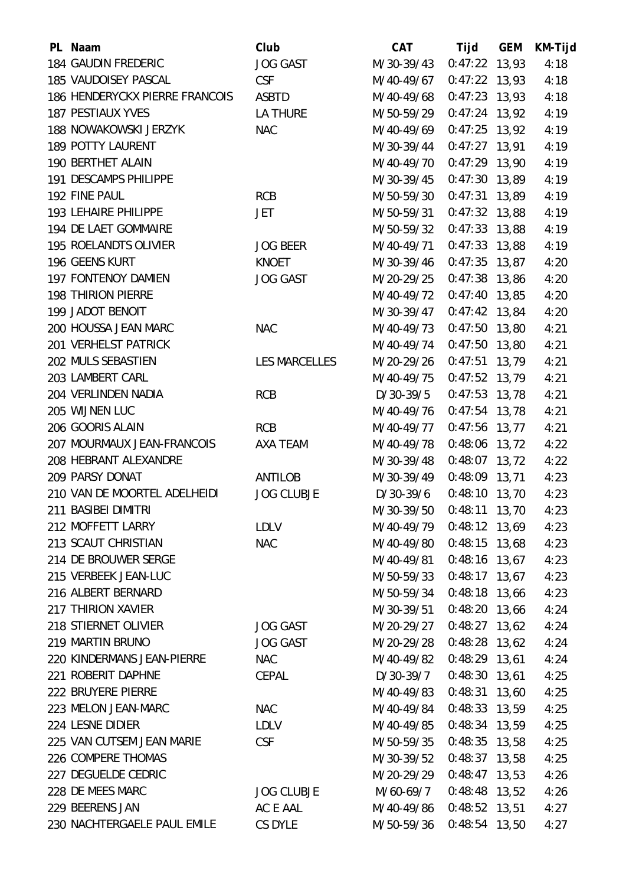| PL | Naam | Club | CAT | Tijd | GEM | KM-Tijd |
|---|---|---|---|---|---|---|
| 184 | GAUDIN FREDERIC | JOG GAST | M/30-39/43 | 0:47:22 | 13,93 | 4:18 |
| 185 | VAUDOISEY PASCAL | CSF | M/40-49/67 | 0:47:22 | 13,93 | 4:18 |
| 186 | HENDERYCKX PIERRE FRANCOIS | ASBTD | M/40-49/68 | 0:47:23 | 13,93 | 4:18 |
| 187 | PESTIAUX YVES | LA THURE | M/50-59/29 | 0:47:24 | 13,92 | 4:19 |
| 188 | NOWAKOWSKI JERZYK | NAC | M/40-49/69 | 0:47:25 | 13,92 | 4:19 |
| 189 | POTTY LAURENT | | M/30-39/44 | 0:47:27 | 13,91 | 4:19 |
| 190 | BERTHET ALAIN | | M/40-49/70 | 0:47:29 | 13,90 | 4:19 |
| 191 | DESCAMPS PHILIPPE | | M/30-39/45 | 0:47:30 | 13,89 | 4:19 |
| 192 | FINE PAUL | RCB | M/50-59/30 | 0:47:31 | 13,89 | 4:19 |
| 193 | LEHAIRE PHILIPPE | JET | M/50-59/31 | 0:47:32 | 13,88 | 4:19 |
| 194 | DE LAET GOMMAIRE | | M/50-59/32 | 0:47:33 | 13,88 | 4:19 |
| 195 | ROELANDTS OLIVIER | JOG BEER | M/40-49/71 | 0:47:33 | 13,88 | 4:19 |
| 196 | GEENS KURT | KNOET | M/30-39/46 | 0:47:35 | 13,87 | 4:20 |
| 197 | FONTENOY DAMIEN | JOG GAST | M/20-29/25 | 0:47:38 | 13,86 | 4:20 |
| 198 | THIRION PIERRE | | M/40-49/72 | 0:47:40 | 13,85 | 4:20 |
| 199 | JADOT BENOIT | | M/30-39/47 | 0:47:42 | 13,84 | 4:20 |
| 200 | HOUSSA JEAN MARC | NAC | M/40-49/73 | 0:47:50 | 13,80 | 4:21 |
| 201 | VERHELST PATRICK | | M/40-49/74 | 0:47:50 | 13,80 | 4:21 |
| 202 | MULS SEBASTIEN | LES MARCELLES | M/20-29/26 | 0:47:51 | 13,79 | 4:21 |
| 203 | LAMBERT CARL | | M/40-49/75 | 0:47:52 | 13,79 | 4:21 |
| 204 | VERLINDEN NADIA | RCB | D/30-39/5 | 0:47:53 | 13,78 | 4:21 |
| 205 | WIJNEN LUC | | M/40-49/76 | 0:47:54 | 13,78 | 4:21 |
| 206 | GOORIS ALAIN | RCB | M/40-49/77 | 0:47:56 | 13,77 | 4:21 |
| 207 | MOURMAUX JEAN-FRANCOIS | AXA TEAM | M/40-49/78 | 0:48:06 | 13,72 | 4:22 |
| 208 | HEBRANT ALEXANDRE | | M/30-39/48 | 0:48:07 | 13,72 | 4:22 |
| 209 | PARSY DONAT | ANTILOB | M/30-39/49 | 0:48:09 | 13,71 | 4:23 |
| 210 | VAN DE MOORTEL ADELHEIDI | JOG CLUBJE | D/30-39/6 | 0:48:10 | 13,70 | 4:23 |
| 211 | BASIBEI DIMITRI | | M/30-39/50 | 0:48:11 | 13,70 | 4:23 |
| 212 | MOFFETT LARRY | LDLV | M/40-49/79 | 0:48:12 | 13,69 | 4:23 |
| 213 | SCAUT CHRISTIAN | NAC | M/40-49/80 | 0:48:15 | 13,68 | 4:23 |
| 214 | DE BROUWER SERGE | | M/40-49/81 | 0:48:16 | 13,67 | 4:23 |
| 215 | VERBEEK JEAN-LUC | | M/50-59/33 | 0:48:17 | 13,67 | 4:23 |
| 216 | ALBERT BERNARD | | M/50-59/34 | 0:48:18 | 13,66 | 4:23 |
| 217 | THIRION XAVIER | | M/30-39/51 | 0:48:20 | 13,66 | 4:24 |
| 218 | STIERNET OLIVIER | JOG GAST | M/20-29/27 | 0:48:27 | 13,62 | 4:24 |
| 219 | MARTIN BRUNO | JOG GAST | M/20-29/28 | 0:48:28 | 13,62 | 4:24 |
| 220 | KINDERMANS JEAN-PIERRE | NAC | M/40-49/82 | 0:48:29 | 13,61 | 4:24 |
| 221 | ROBERIT DAPHNE | CEPAL | D/30-39/7 | 0:48:30 | 13,61 | 4:25 |
| 222 | BRUYERE PIERRE | | M/40-49/83 | 0:48:31 | 13,60 | 4:25 |
| 223 | MELON JEAN-MARC | NAC | M/40-49/84 | 0:48:33 | 13,59 | 4:25 |
| 224 | LESNE DIDIER | LDLV | M/40-49/85 | 0:48:34 | 13,59 | 4:25 |
| 225 | VAN CUTSEM JEAN MARIE | CSF | M/50-59/35 | 0:48:35 | 13,58 | 4:25 |
| 226 | COMPERE THOMAS | | M/30-39/52 | 0:48:37 | 13,58 | 4:25 |
| 227 | DEGUELDE CEDRIC | | M/20-29/29 | 0:48:47 | 13,53 | 4:26 |
| 228 | DE MEES MARC | JOG CLUBJE | M/60-69/7 | 0:48:48 | 13,52 | 4:26 |
| 229 | BEERENS JAN | AC E AAL | M/40-49/86 | 0:48:52 | 13,51 | 4:27 |
| 230 | NACHTERGAELE PAUL EMILE | CS DYLE | M/50-59/36 | 0:48:54 | 13,50 | 4:27 |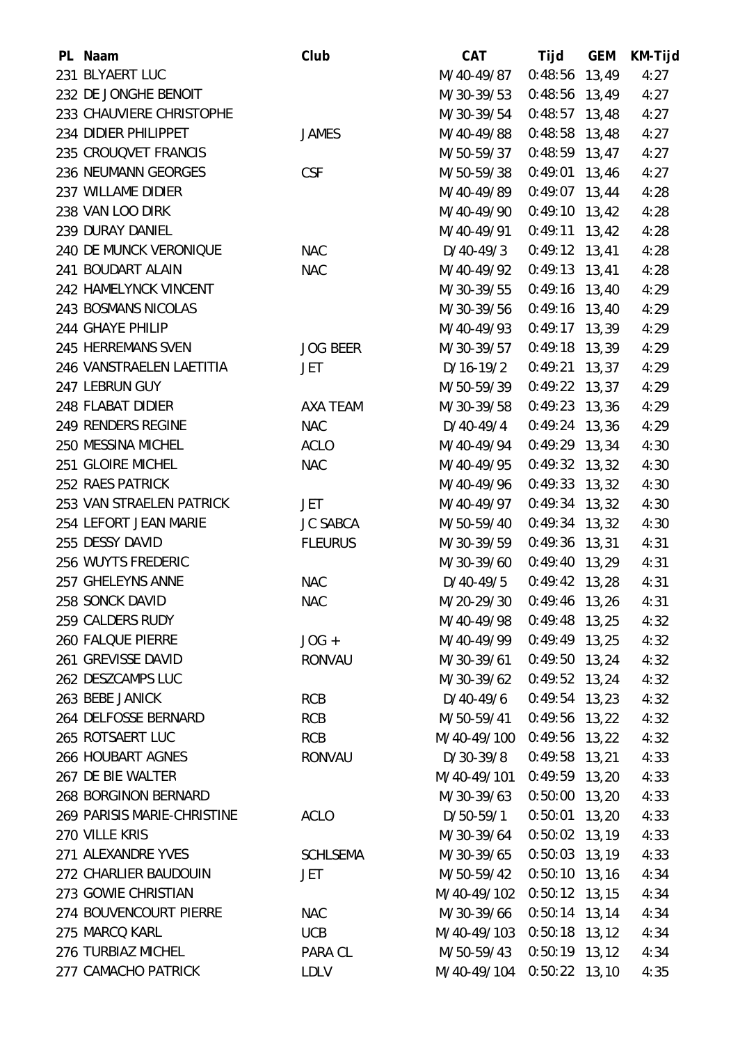| PL | Naam | Club | CAT | Tijd | GEM | KM-Tijd |
|---|---|---|---|---|---|---|
| 231 | BLYAERT LUC | | M/40-49/87 | 0:48:56 | 13,49 | 4:27 |
| 232 | DE JONGHE BENOIT | | M/30-39/53 | 0:48:56 | 13,49 | 4:27 |
| 233 | CHAUVIERE CHRISTOPHE | | M/30-39/54 | 0:48:57 | 13,48 | 4:27 |
| 234 | DIDIER PHILIPPET | JAMES | M/40-49/88 | 0:48:58 | 13,48 | 4:27 |
| 235 | CROUQVET FRANCIS | | M/50-59/37 | 0:48:59 | 13,47 | 4:27 |
| 236 | NEUMANN GEORGES | CSF | M/50-59/38 | 0:49:01 | 13,46 | 4:27 |
| 237 | WILLAME DIDIER | | M/40-49/89 | 0:49:07 | 13,44 | 4:28 |
| 238 | VAN LOO DIRK | | M/40-49/90 | 0:49:10 | 13,42 | 4:28 |
| 239 | DURAY DANIEL | | M/40-49/91 | 0:49:11 | 13,42 | 4:28 |
| 240 | DE MUNCK VERONIQUE | NAC | D/40-49/3 | 0:49:12 | 13,41 | 4:28 |
| 241 | BOUDART ALAIN | NAC | M/40-49/92 | 0:49:13 | 13,41 | 4:28 |
| 242 | HAMELYNCK VINCENT | | M/30-39/55 | 0:49:16 | 13,40 | 4:29 |
| 243 | BOSMANS NICOLAS | | M/30-39/56 | 0:49:16 | 13,40 | 4:29 |
| 244 | GHAYE PHILIP | | M/40-49/93 | 0:49:17 | 13,39 | 4:29 |
| 245 | HERREMANS SVEN | JOG BEER | M/30-39/57 | 0:49:18 | 13,39 | 4:29 |
| 246 | VANSTRAELEN LAETITIA | JET | D/16-19/2 | 0:49:21 | 13,37 | 4:29 |
| 247 | LEBRUN GUY | | M/50-59/39 | 0:49:22 | 13,37 | 4:29 |
| 248 | FLABAT DIDIER | AXA TEAM | M/30-39/58 | 0:49:23 | 13,36 | 4:29 |
| 249 | RENDERS REGINE | NAC | D/40-49/4 | 0:49:24 | 13,36 | 4:29 |
| 250 | MESSINA MICHEL | ACLO | M/40-49/94 | 0:49:29 | 13,34 | 4:30 |
| 251 | GLOIRE MICHEL | NAC | M/40-49/95 | 0:49:32 | 13,32 | 4:30 |
| 252 | RAES PATRICK | | M/40-49/96 | 0:49:33 | 13,32 | 4:30 |
| 253 | VAN STRAELEN PATRICK | JET | M/40-49/97 | 0:49:34 | 13,32 | 4:30 |
| 254 | LEFORT JEAN MARIE | JC SABCA | M/50-59/40 | 0:49:34 | 13,32 | 4:30 |
| 255 | DESSY DAVID | FLEURUS | M/30-39/59 | 0:49:36 | 13,31 | 4:31 |
| 256 | WUYTS FREDERIC | | M/30-39/60 | 0:49:40 | 13,29 | 4:31 |
| 257 | GHELEYNS ANNE | NAC | D/40-49/5 | 0:49:42 | 13,28 | 4:31 |
| 258 | SONCK DAVID | NAC | M/20-29/30 | 0:49:46 | 13,26 | 4:31 |
| 259 | CALDERS RUDY | | M/40-49/98 | 0:49:48 | 13,25 | 4:32 |
| 260 | FALQUE PIERRE | JOG + | M/40-49/99 | 0:49:49 | 13,25 | 4:32 |
| 261 | GREVISSE DAVID | RONVAU | M/30-39/61 | 0:49:50 | 13,24 | 4:32 |
| 262 | DESZCAMPS LUC | | M/30-39/62 | 0:49:52 | 13,24 | 4:32 |
| 263 | BEBE JANICK | RCB | D/40-49/6 | 0:49:54 | 13,23 | 4:32 |
| 264 | DELFOSSE BERNARD | RCB | M/50-59/41 | 0:49:56 | 13,22 | 4:32 |
| 265 | ROTSAERT LUC | RCB | M/40-49/100 | 0:49:56 | 13,22 | 4:32 |
| 266 | HOUBART AGNES | RONVAU | D/30-39/8 | 0:49:58 | 13,21 | 4:33 |
| 267 | DE BIE WALTER | | M/40-49/101 | 0:49:59 | 13,20 | 4:33 |
| 268 | BORGINON BERNARD | | M/30-39/63 | 0:50:00 | 13,20 | 4:33 |
| 269 | PARISIS MARIE-CHRISTINE | ACLO | D/50-59/1 | 0:50:01 | 13,20 | 4:33 |
| 270 | VILLE KRIS | | M/30-39/64 | 0:50:02 | 13,19 | 4:33 |
| 271 | ALEXANDRE YVES | SCHLSEMA | M/30-39/65 | 0:50:03 | 13,19 | 4:33 |
| 272 | CHARLIER BAUDOUIN | JET | M/50-59/42 | 0:50:10 | 13,16 | 4:34 |
| 273 | GOWIE CHRISTIAN | | M/40-49/102 | 0:50:12 | 13,15 | 4:34 |
| 274 | BOUVENCOURT PIERRE | NAC | M/30-39/66 | 0:50:14 | 13,14 | 4:34 |
| 275 | MARCQ KARL | UCB | M/40-49/103 | 0:50:18 | 13,12 | 4:34 |
| 276 | TURBIAZ MICHEL | PARA CL | M/50-59/43 | 0:50:19 | 13,12 | 4:34 |
| 277 | CAMACHO PATRICK | LDLV | M/40-49/104 | 0:50:22 | 13,10 | 4:35 |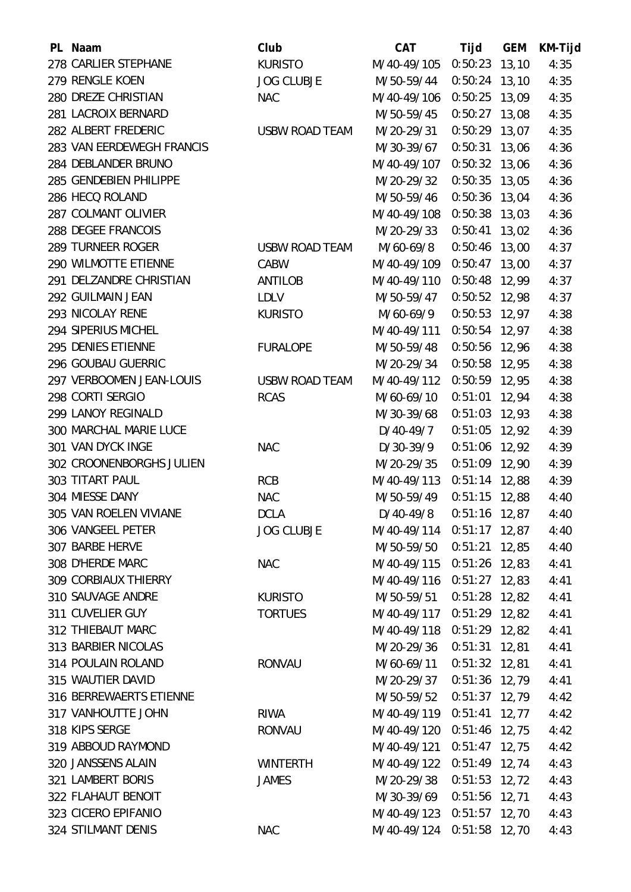| PL | Naam | Club | CAT | Tijd | GEM | KM-Tijd |
|---|---|---|---|---|---|---|
| 278 | CARLIER STEPHANE | KURISTO | M/40-49/105 | 0:50:23 | 13,10 | 4:35 |
| 279 | RENGLE KOEN | JOG CLUBJE | M/50-59/44 | 0:50:24 | 13,10 | 4:35 |
| 280 | DREZE CHRISTIAN | NAC | M/40-49/106 | 0:50:25 | 13,09 | 4:35 |
| 281 | LACROIX BERNARD | | M/50-59/45 | 0:50:27 | 13,08 | 4:35 |
| 282 | ALBERT FREDERIC | USBW ROAD TEAM | M/20-29/31 | 0:50:29 | 13,07 | 4:35 |
| 283 | VAN EERDEWEGH FRANCIS | | M/30-39/67 | 0:50:31 | 13,06 | 4:36 |
| 284 | DEBLANDER BRUNO | | M/40-49/107 | 0:50:32 | 13,06 | 4:36 |
| 285 | GENDEBIEN PHILIPPE | | M/20-29/32 | 0:50:35 | 13,05 | 4:36 |
| 286 | HECQ ROLAND | | M/50-59/46 | 0:50:36 | 13,04 | 4:36 |
| 287 | COLMANT OLIVIER | | M/40-49/108 | 0:50:38 | 13,03 | 4:36 |
| 288 | DEGEE FRANCOIS | | M/20-29/33 | 0:50:41 | 13,02 | 4:36 |
| 289 | TURNEER ROGER | USBW ROAD TEAM | M/60-69/8 | 0:50:46 | 13,00 | 4:37 |
| 290 | WILMOTTE ETIENNE | CABW | M/40-49/109 | 0:50:47 | 13,00 | 4:37 |
| 291 | DELZANDRE CHRISTIAN | ANTILOB | M/40-49/110 | 0:50:48 | 12,99 | 4:37 |
| 292 | GUILMAIN JEAN | LDLV | M/50-59/47 | 0:50:52 | 12,98 | 4:37 |
| 293 | NICOLAY RENE | KURISTO | M/60-69/9 | 0:50:53 | 12,97 | 4:38 |
| 294 | SIPERIUS MICHEL | | M/40-49/111 | 0:50:54 | 12,97 | 4:38 |
| 295 | DENIES ETIENNE | FURALOPE | M/50-59/48 | 0:50:56 | 12,96 | 4:38 |
| 296 | GOUBAU GUERRIC | | M/20-29/34 | 0:50:58 | 12,95 | 4:38 |
| 297 | VERBOOMEN JEAN-LOUIS | USBW ROAD TEAM | M/40-49/112 | 0:50:59 | 12,95 | 4:38 |
| 298 | CORTI SERGIO | RCAS | M/60-69/10 | 0:51:01 | 12,94 | 4:38 |
| 299 | LANOY REGINALD | | M/30-39/68 | 0:51:03 | 12,93 | 4:38 |
| 300 | MARCHAL MARIE LUCE | | D/40-49/7 | 0:51:05 | 12,92 | 4:39 |
| 301 | VAN DYCK INGE | NAC | D/30-39/9 | 0:51:06 | 12,92 | 4:39 |
| 302 | CROONENBORGHS JULIEN | | M/20-29/35 | 0:51:09 | 12,90 | 4:39 |
| 303 | TITART PAUL | RCB | M/40-49/113 | 0:51:14 | 12,88 | 4:39 |
| 304 | MIESSE DANY | NAC | M/50-59/49 | 0:51:15 | 12,88 | 4:40 |
| 305 | VAN ROELEN VIVIANE | DCLA | D/40-49/8 | 0:51:16 | 12,87 | 4:40 |
| 306 | VANGEEL PETER | JOG CLUBJE | M/40-49/114 | 0:51:17 | 12,87 | 4:40 |
| 307 | BARBE HERVE | | M/50-59/50 | 0:51:21 | 12,85 | 4:40 |
| 308 | D'HERDE MARC | NAC | M/40-49/115 | 0:51:26 | 12,83 | 4:41 |
| 309 | CORBIAUX THIERRY | | M/40-49/116 | 0:51:27 | 12,83 | 4:41 |
| 310 | SAUVAGE ANDRE | KURISTO | M/50-59/51 | 0:51:28 | 12,82 | 4:41 |
| 311 | CUVELIER GUY | TORTUES | M/40-49/117 | 0:51:29 | 12,82 | 4:41 |
| 312 | THIEBAUT MARC | | M/40-49/118 | 0:51:29 | 12,82 | 4:41 |
| 313 | BARBIER NICOLAS | | M/20-29/36 | 0:51:31 | 12,81 | 4:41 |
| 314 | POULAIN ROLAND | RONVAU | M/60-69/11 | 0:51:32 | 12,81 | 4:41 |
| 315 | WAUTIER DAVID | | M/20-29/37 | 0:51:36 | 12,79 | 4:41 |
| 316 | BERREWAERTS ETIENNE | | M/50-59/52 | 0:51:37 | 12,79 | 4:42 |
| 317 | VANHOUTTE JOHN | RIWA | M/40-49/119 | 0:51:41 | 12,77 | 4:42 |
| 318 | KIPS SERGE | RONVAU | M/40-49/120 | 0:51:46 | 12,75 | 4:42 |
| 319 | ABBOUD RAYMOND | | M/40-49/121 | 0:51:47 | 12,75 | 4:42 |
| 320 | JANSSENS ALAIN | WINTERTH | M/40-49/122 | 0:51:49 | 12,74 | 4:43 |
| 321 | LAMBERT BORIS | JAMES | M/20-29/38 | 0:51:53 | 12,72 | 4:43 |
| 322 | FLAHAUT BENOIT | | M/30-39/69 | 0:51:56 | 12,71 | 4:43 |
| 323 | CICERO EPIFANIO | | M/40-49/123 | 0:51:57 | 12,70 | 4:43 |
| 324 | STILMANT DENIS | NAC | M/40-49/124 | 0:51:58 | 12,70 | 4:43 |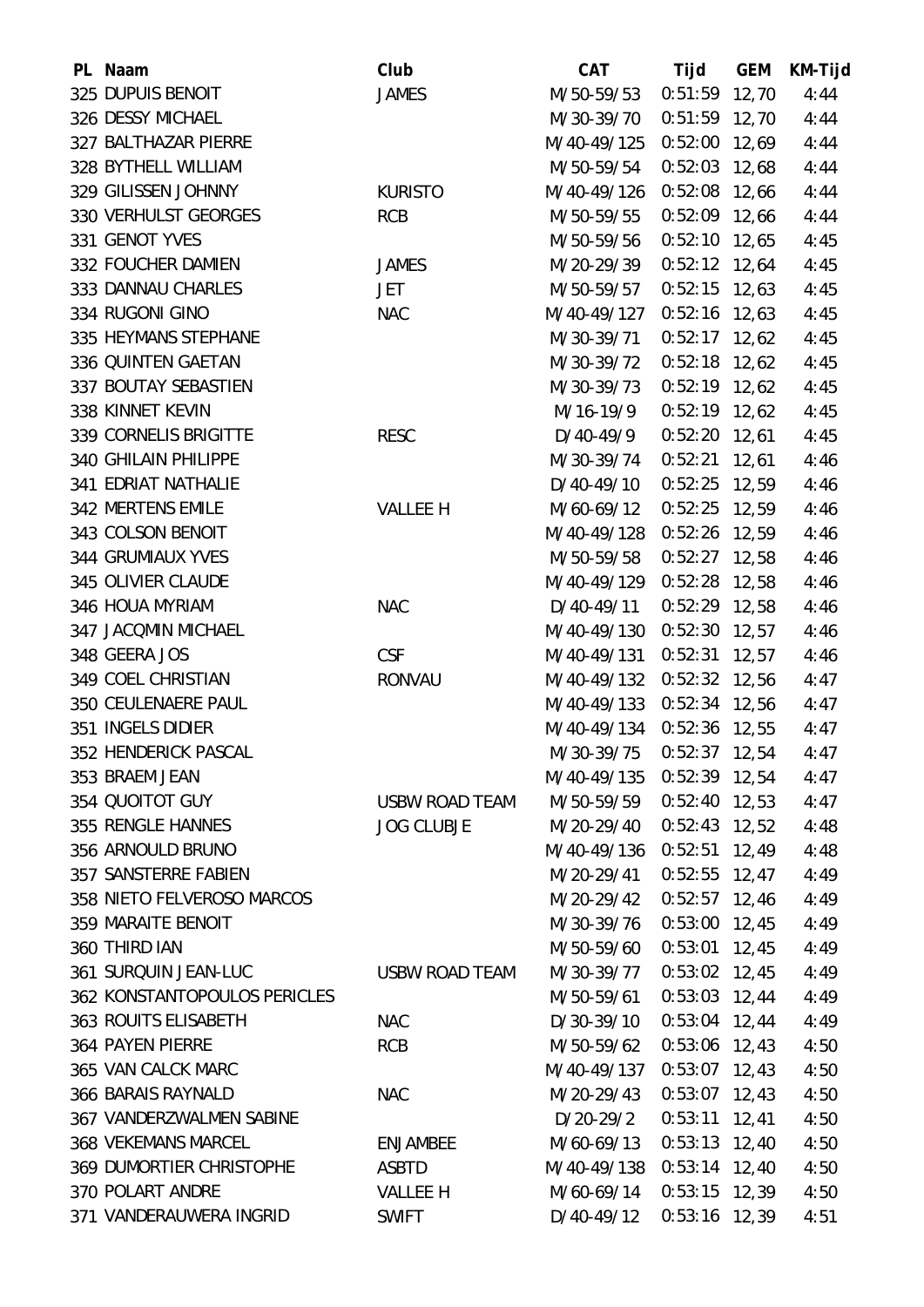| PL | Naam | Club | CAT | Tijd | GEM | KM-Tijd |
|---|---|---|---|---|---|---|
| 325 | DUPUIS BENOIT | JAMES | M/50-59/53 | 0:51:59 | 12,70 | 4:44 |
| 326 | DESSY MICHAEL | | M/30-39/70 | 0:51:59 | 12,70 | 4:44 |
| 327 | BALTHAZAR PIERRE | | M/40-49/125 | 0:52:00 | 12,69 | 4:44 |
| 328 | BYTHELL WILLIAM | | M/50-59/54 | 0:52:03 | 12,68 | 4:44 |
| 329 | GILISSEN JOHNNY | KURISTO | M/40-49/126 | 0:52:08 | 12,66 | 4:44 |
| 330 | VERHULST GEORGES | RCB | M/50-59/55 | 0:52:09 | 12,66 | 4:44 |
| 331 | GENOT YVES | | M/50-59/56 | 0:52:10 | 12,65 | 4:45 |
| 332 | FOUCHER DAMIEN | JAMES | M/20-29/39 | 0:52:12 | 12,64 | 4:45 |
| 333 | DANNAU CHARLES | JET | M/50-59/57 | 0:52:15 | 12,63 | 4:45 |
| 334 | RUGONI GINO | NAC | M/40-49/127 | 0:52:16 | 12,63 | 4:45 |
| 335 | HEYMANS STEPHANE | | M/30-39/71 | 0:52:17 | 12,62 | 4:45 |
| 336 | QUINTEN GAETAN | | M/30-39/72 | 0:52:18 | 12,62 | 4:45 |
| 337 | BOUTAY SEBASTIEN | | M/30-39/73 | 0:52:19 | 12,62 | 4:45 |
| 338 | KINNET KEVIN | | M/16-19/9 | 0:52:19 | 12,62 | 4:45 |
| 339 | CORNELIS BRIGITTE | RESC | D/40-49/9 | 0:52:20 | 12,61 | 4:45 |
| 340 | GHILAIN PHILIPPE | | M/30-39/74 | 0:52:21 | 12,61 | 4:46 |
| 341 | EDRIAT NATHALIE | | D/40-49/10 | 0:52:25 | 12,59 | 4:46 |
| 342 | MERTENS EMILE | VALLEE H | M/60-69/12 | 0:52:25 | 12,59 | 4:46 |
| 343 | COLSON BENOIT | | M/40-49/128 | 0:52:26 | 12,59 | 4:46 |
| 344 | GRUMIAUX YVES | | M/50-59/58 | 0:52:27 | 12,58 | 4:46 |
| 345 | OLIVIER CLAUDE | | M/40-49/129 | 0:52:28 | 12,58 | 4:46 |
| 346 | HOUA MYRIAM | NAC | D/40-49/11 | 0:52:29 | 12,58 | 4:46 |
| 347 | JACQMIN MICHAEL | | M/40-49/130 | 0:52:30 | 12,57 | 4:46 |
| 348 | GEERA JOS | CSF | M/40-49/131 | 0:52:31 | 12,57 | 4:46 |
| 349 | COEL CHRISTIAN | RONVAU | M/40-49/132 | 0:52:32 | 12,56 | 4:47 |
| 350 | CEULENAERE PAUL | | M/40-49/133 | 0:52:34 | 12,56 | 4:47 |
| 351 | INGELS DIDIER | | M/40-49/134 | 0:52:36 | 12,55 | 4:47 |
| 352 | HENDERICK PASCAL | | M/30-39/75 | 0:52:37 | 12,54 | 4:47 |
| 353 | BRAEM JEAN | | M/40-49/135 | 0:52:39 | 12,54 | 4:47 |
| 354 | QUOITOT GUY | USBW ROAD TEAM | M/50-59/59 | 0:52:40 | 12,53 | 4:47 |
| 355 | RENGLE HANNES | JOG CLUBJE | M/20-29/40 | 0:52:43 | 12,52 | 4:48 |
| 356 | ARNOULD BRUNO | | M/40-49/136 | 0:52:51 | 12,49 | 4:48 |
| 357 | SANSTERRE FABIEN | | M/20-29/41 | 0:52:55 | 12,47 | 4:49 |
| 358 | NIETO FELVEROSO MARCOS | | M/20-29/42 | 0:52:57 | 12,46 | 4:49 |
| 359 | MARAITE BENOIT | | M/30-39/76 | 0:53:00 | 12,45 | 4:49 |
| 360 | THIRD IAN | | M/50-59/60 | 0:53:01 | 12,45 | 4:49 |
| 361 | SURQUIN JEAN-LUC | USBW ROAD TEAM | M/30-39/77 | 0:53:02 | 12,45 | 4:49 |
| 362 | KONSTANTOPOULOS PERICLES | | M/50-59/61 | 0:53:03 | 12,44 | 4:49 |
| 363 | ROUITS ELISABETH | NAC | D/30-39/10 | 0:53:04 | 12,44 | 4:49 |
| 364 | PAYEN PIERRE | RCB | M/50-59/62 | 0:53:06 | 12,43 | 4:50 |
| 365 | VAN CALCK MARC | | M/40-49/137 | 0:53:07 | 12,43 | 4:50 |
| 366 | BARAIS RAYNALD | NAC | M/20-29/43 | 0:53:07 | 12,43 | 4:50 |
| 367 | VANDERZWALMEN SABINE | | D/20-29/2 | 0:53:11 | 12,41 | 4:50 |
| 368 | VEKEMANS MARCEL | ENJAMBEE | M/60-69/13 | 0:53:13 | 12,40 | 4:50 |
| 369 | DUMORTIER CHRISTOPHE | ASBTD | M/40-49/138 | 0:53:14 | 12,40 | 4:50 |
| 370 | POLART ANDRE | VALLEE H | M/60-69/14 | 0:53:15 | 12,39 | 4:50 |
| 371 | VANDERAUWERA INGRID | SWIFT | D/40-49/12 | 0:53:16 | 12,39 | 4:51 |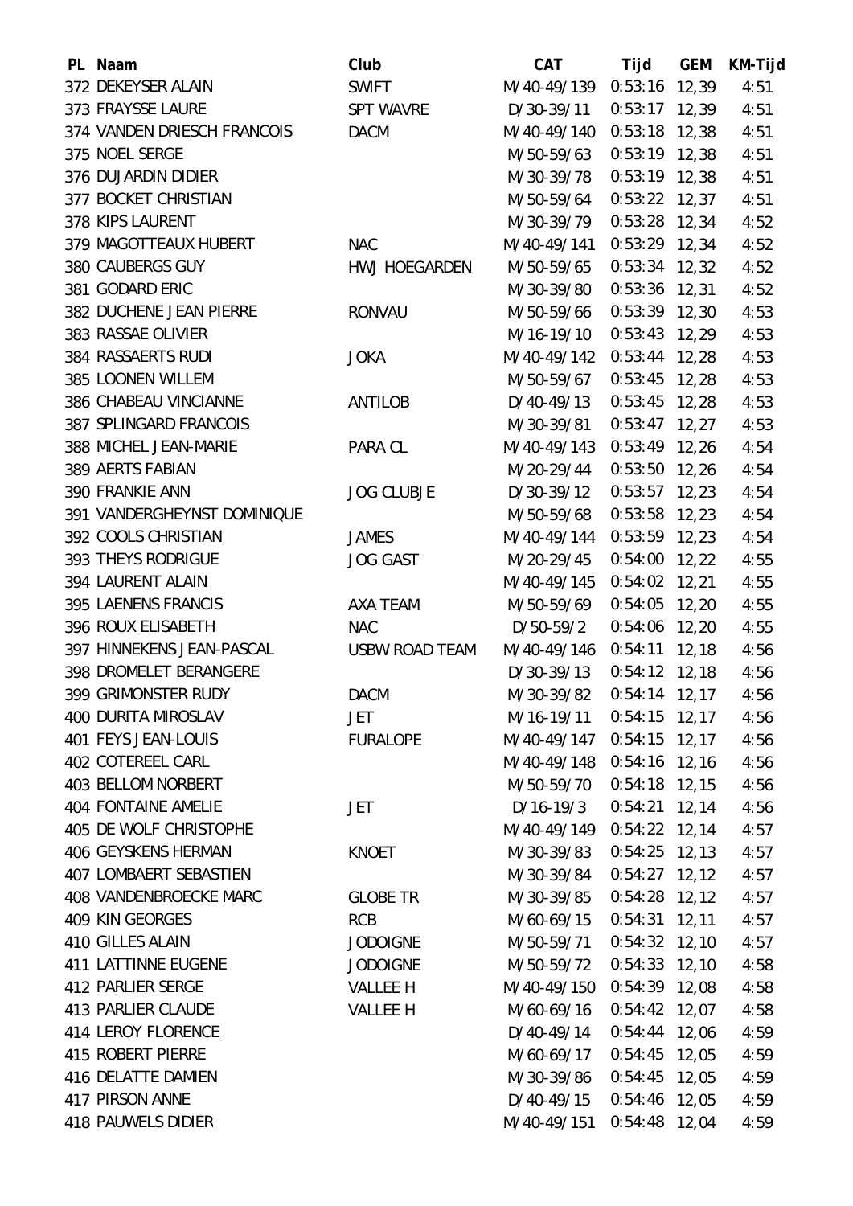| PL | Naam | Club | CAT | Tijd | GEM | KM-Tijd |
|---|---|---|---|---|---|---|
| 372 | DEKEYSER ALAIN | SWIFT | M/40-49/139 | 0:53:16 | 12,39 | 4:51 |
| 373 | FRAYSSE LAURE | SPT WAVRE | D/30-39/11 | 0:53:17 | 12,39 | 4:51 |
| 374 | VANDEN DRIESCH FRANCOIS | DACM | M/40-49/140 | 0:53:18 | 12,38 | 4:51 |
| 375 | NOEL SERGE | | M/50-59/63 | 0:53:19 | 12,38 | 4:51 |
| 376 | DUJARDIN DIDIER | | M/30-39/78 | 0:53:19 | 12,38 | 4:51 |
| 377 | BOCKET CHRISTIAN | | M/50-59/64 | 0:53:22 | 12,37 | 4:51 |
| 378 | KIPS LAURENT | | M/30-39/79 | 0:53:28 | 12,34 | 4:52 |
| 379 | MAGOTTEAUX HUBERT | NAC | M/40-49/141 | 0:53:29 | 12,34 | 4:52 |
| 380 | CAUBERGS GUY | HWJ HOEGARDEN | M/50-59/65 | 0:53:34 | 12,32 | 4:52 |
| 381 | GODARD ERIC | | M/30-39/80 | 0:53:36 | 12,31 | 4:52 |
| 382 | DUCHENE JEAN PIERRE | RONVAU | M/50-59/66 | 0:53:39 | 12,30 | 4:53 |
| 383 | RASSAE OLIVIER | | M/16-19/10 | 0:53:43 | 12,29 | 4:53 |
| 384 | RASSAERTS RUDI | JOKA | M/40-49/142 | 0:53:44 | 12,28 | 4:53 |
| 385 | LOONEN WILLEM | | M/50-59/67 | 0:53:45 | 12,28 | 4:53 |
| 386 | CHABEAU VINCIANNE | ANTILOB | D/40-49/13 | 0:53:45 | 12,28 | 4:53 |
| 387 | SPLINGARD FRANCOIS | | M/30-39/81 | 0:53:47 | 12,27 | 4:53 |
| 388 | MICHEL JEAN-MARIE | PARA CL | M/40-49/143 | 0:53:49 | 12,26 | 4:54 |
| 389 | AERTS FABIAN | | M/20-29/44 | 0:53:50 | 12,26 | 4:54 |
| 390 | FRANKIE ANN | JOG CLUBJE | D/30-39/12 | 0:53:57 | 12,23 | 4:54 |
| 391 | VANDERGHEYNST DOMINIQUE | | M/50-59/68 | 0:53:58 | 12,23 | 4:54 |
| 392 | COOLS CHRISTIAN | JAMES | M/40-49/144 | 0:53:59 | 12,23 | 4:54 |
| 393 | THEYS RODRIGUE | JOG GAST | M/20-29/45 | 0:54:00 | 12,22 | 4:55 |
| 394 | LAURENT ALAIN | | M/40-49/145 | 0:54:02 | 12,21 | 4:55 |
| 395 | LAENENS FRANCIS | AXA TEAM | M/50-59/69 | 0:54:05 | 12,20 | 4:55 |
| 396 | ROUX ELISABETH | NAC | D/50-59/2 | 0:54:06 | 12,20 | 4:55 |
| 397 | HINNEKENS JEAN-PASCAL | USBW ROAD TEAM | M/40-49/146 | 0:54:11 | 12,18 | 4:56 |
| 398 | DROMELET BERANGERE | | D/30-39/13 | 0:54:12 | 12,18 | 4:56 |
| 399 | GRIMONSTER RUDY | DACM | M/30-39/82 | 0:54:14 | 12,17 | 4:56 |
| 400 | DURITA MIROSLAV | JET | M/16-19/11 | 0:54:15 | 12,17 | 4:56 |
| 401 | FEYS JEAN-LOUIS | FURALOPE | M/40-49/147 | 0:54:15 | 12,17 | 4:56 |
| 402 | COTEREEL CARL | | M/40-49/148 | 0:54:16 | 12,16 | 4:56 |
| 403 | BELLOM NORBERT | | M/50-59/70 | 0:54:18 | 12,15 | 4:56 |
| 404 | FONTAINE AMELIE | JET | D/16-19/3 | 0:54:21 | 12,14 | 4:56 |
| 405 | DE WOLF CHRISTOPHE | | M/40-49/149 | 0:54:22 | 12,14 | 4:57 |
| 406 | GEYSKENS HERMAN | KNOET | M/30-39/83 | 0:54:25 | 12,13 | 4:57 |
| 407 | LOMBAERT SEBASTIEN | | M/30-39/84 | 0:54:27 | 12,12 | 4:57 |
| 408 | VANDENBROECKE MARC | GLOBE TR | M/30-39/85 | 0:54:28 | 12,12 | 4:57 |
| 409 | KIN GEORGES | RCB | M/60-69/15 | 0:54:31 | 12,11 | 4:57 |
| 410 | GILLES ALAIN | JODOIGNE | M/50-59/71 | 0:54:32 | 12,10 | 4:57 |
| 411 | LATTINNE EUGENE | JODOIGNE | M/50-59/72 | 0:54:33 | 12,10 | 4:58 |
| 412 | PARLIER SERGE | VALLEE H | M/40-49/150 | 0:54:39 | 12,08 | 4:58 |
| 413 | PARLIER CLAUDE | VALLEE H | M/60-69/16 | 0:54:42 | 12,07 | 4:58 |
| 414 | LEROY FLORENCE | | D/40-49/14 | 0:54:44 | 12,06 | 4:59 |
| 415 | ROBERT PIERRE | | M/60-69/17 | 0:54:45 | 12,05 | 4:59 |
| 416 | DELATTE DAMIEN | | M/30-39/86 | 0:54:45 | 12,05 | 4:59 |
| 417 | PIRSON ANNE | | D/40-49/15 | 0:54:46 | 12,05 | 4:59 |
| 418 | PAUWELS DIDIER | | M/40-49/151 | 0:54:48 | 12,04 | 4:59 |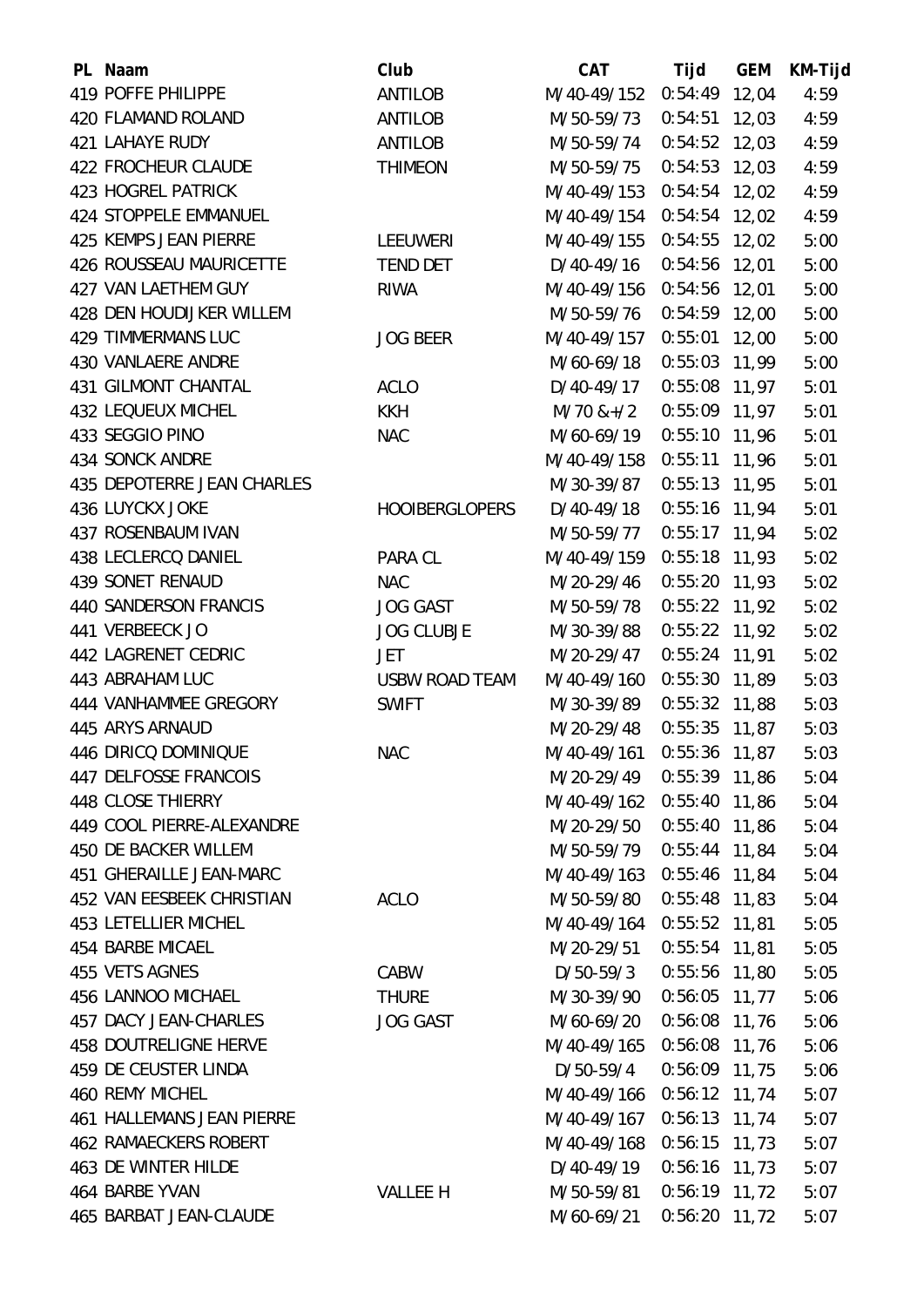| PL | Naam | Club | CAT | Tijd | GEM | KM-Tijd |
|---|---|---|---|---|---|---|
| 419 | POFFE PHILIPPE | ANTILOB | M/40-49/152 | 0:54:49 | 12,04 | 4:59 |
| 420 | FLAMAND ROLAND | ANTILOB | M/50-59/73 | 0:54:51 | 12,03 | 4:59 |
| 421 | LAHAYE RUDY | ANTILOB | M/50-59/74 | 0:54:52 | 12,03 | 4:59 |
| 422 | FROCHEUR CLAUDE | THIMEON | M/50-59/75 | 0:54:53 | 12,03 | 4:59 |
| 423 | HOGREL PATRICK | | M/40-49/153 | 0:54:54 | 12,02 | 4:59 |
| 424 | STOPPELE EMMANUEL | | M/40-49/154 | 0:54:54 | 12,02 | 4:59 |
| 425 | KEMPS JEAN PIERRE | LEEUWERI | M/40-49/155 | 0:54:55 | 12,02 | 5:00 |
| 426 | ROUSSEAU MAURICETTE | TEND DET | D/40-49/16 | 0:54:56 | 12,01 | 5:00 |
| 427 | VAN LAETHEM GUY | RIWA | M/40-49/156 | 0:54:56 | 12,01 | 5:00 |
| 428 | DEN HOUDIJKER WILLEM | | M/50-59/76 | 0:54:59 | 12,00 | 5:00 |
| 429 | TIMMERMANS LUC | JOG BEER | M/40-49/157 | 0:55:01 | 12,00 | 5:00 |
| 430 | VANLAERE ANDRE | | M/60-69/18 | 0:55:03 | 11,99 | 5:00 |
| 431 | GILMONT CHANTAL | ACLO | D/40-49/17 | 0:55:08 | 11,97 | 5:01 |
| 432 | LEQUEUX MICHEL | KKH | M/70 &+/2 | 0:55:09 | 11,97 | 5:01 |
| 433 | SEGGIO PINO | NAC | M/60-69/19 | 0:55:10 | 11,96 | 5:01 |
| 434 | SONCK ANDRE | | M/40-49/158 | 0:55:11 | 11,96 | 5:01 |
| 435 | DEPOTERRE JEAN CHARLES | | M/30-39/87 | 0:55:13 | 11,95 | 5:01 |
| 436 | LUYCKX JOKE | HOOIBERGLOPERS | D/40-49/18 | 0:55:16 | 11,94 | 5:01 |
| 437 | ROSENBAUM IVAN | | M/50-59/77 | 0:55:17 | 11,94 | 5:02 |
| 438 | LECLERCQ DANIEL | PARA CL | M/40-49/159 | 0:55:18 | 11,93 | 5:02 |
| 439 | SONET RENAUD | NAC | M/20-29/46 | 0:55:20 | 11,93 | 5:02 |
| 440 | SANDERSON FRANCIS | JOG GAST | M/50-59/78 | 0:55:22 | 11,92 | 5:02 |
| 441 | VERBEECK JO | JOG CLUBJE | M/30-39/88 | 0:55:22 | 11,92 | 5:02 |
| 442 | LAGRENET CEDRIC | JET | M/20-29/47 | 0:55:24 | 11,91 | 5:02 |
| 443 | ABRAHAM LUC | USBW ROAD TEAM | M/40-49/160 | 0:55:30 | 11,89 | 5:03 |
| 444 | VANHAMMEE GREGORY | SWIFT | M/30-39/89 | 0:55:32 | 11,88 | 5:03 |
| 445 | ARYS ARNAUD | | M/20-29/48 | 0:55:35 | 11,87 | 5:03 |
| 446 | DIRICQ DOMINIQUE | NAC | M/40-49/161 | 0:55:36 | 11,87 | 5:03 |
| 447 | DELFOSSE FRANCOIS | | M/20-29/49 | 0:55:39 | 11,86 | 5:04 |
| 448 | CLOSE THIERRY | | M/40-49/162 | 0:55:40 | 11,86 | 5:04 |
| 449 | COOL PIERRE-ALEXANDRE | | M/20-29/50 | 0:55:40 | 11,86 | 5:04 |
| 450 | DE BACKER WILLEM | | M/50-59/79 | 0:55:44 | 11,84 | 5:04 |
| 451 | GHERAILLE JEAN-MARC | | M/40-49/163 | 0:55:46 | 11,84 | 5:04 |
| 452 | VAN EESBEEK CHRISTIAN | ACLO | M/50-59/80 | 0:55:48 | 11,83 | 5:04 |
| 453 | LETELLIER MICHEL | | M/40-49/164 | 0:55:52 | 11,81 | 5:05 |
| 454 | BARBE MICAEL | | M/20-29/51 | 0:55:54 | 11,81 | 5:05 |
| 455 | VETS AGNES | CABW | D/50-59/3 | 0:55:56 | 11,80 | 5:05 |
| 456 | LANNOO MICHAEL | THURE | M/30-39/90 | 0:56:05 | 11,77 | 5:06 |
| 457 | DACY JEAN-CHARLES | JOG GAST | M/60-69/20 | 0:56:08 | 11,76 | 5:06 |
| 458 | DOUTRELIGNE HERVE | | M/40-49/165 | 0:56:08 | 11,76 | 5:06 |
| 459 | DE CEUSTER LINDA | | D/50-59/4 | 0:56:09 | 11,75 | 5:06 |
| 460 | REMY MICHEL | | M/40-49/166 | 0:56:12 | 11,74 | 5:07 |
| 461 | HALLEMANS JEAN PIERRE | | M/40-49/167 | 0:56:13 | 11,74 | 5:07 |
| 462 | RAMAECKERS ROBERT | | M/40-49/168 | 0:56:15 | 11,73 | 5:07 |
| 463 | DE WINTER HILDE | | D/40-49/19 | 0:56:16 | 11,73 | 5:07 |
| 464 | BARBE YVAN | VALLEE H | M/50-59/81 | 0:56:19 | 11,72 | 5:07 |
| 465 | BARBAT JEAN-CLAUDE | | M/60-69/21 | 0:56:20 | 11,72 | 5:07 |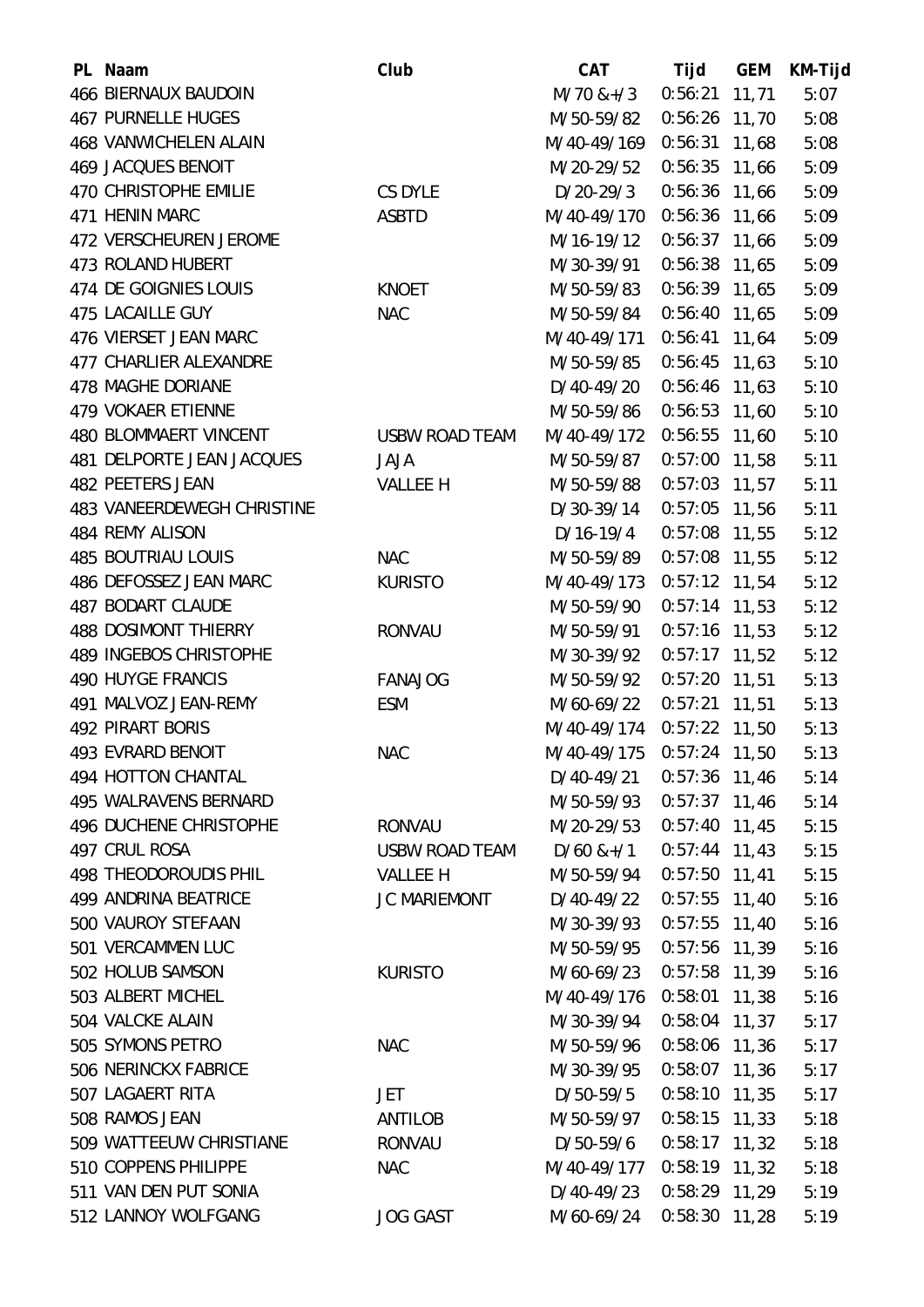| PL | Naam | Club | CAT | Tijd | GEM | KM-Tijd |
|---|---|---|---|---|---|---|
| 466 | BIERNAUX BAUDOIN | | M/70 &+/3 | 0:56:21 | 11,71 | 5:07 |
| 467 | PURNELLE HUGES | | M/50-59/82 | 0:56:26 | 11,70 | 5:08 |
| 468 | VANWICHELEN ALAIN | | M/40-49/169 | 0:56:31 | 11,68 | 5:08 |
| 469 | JACQUES BENOIT | | M/20-29/52 | 0:56:35 | 11,66 | 5:09 |
| 470 | CHRISTOPHE EMILIE | CS DYLE | D/20-29/3 | 0:56:36 | 11,66 | 5:09 |
| 471 | HENIN MARC | ASBTD | M/40-49/170 | 0:56:36 | 11,66 | 5:09 |
| 472 | VERSCHEUREN JEROME | | M/16-19/12 | 0:56:37 | 11,66 | 5:09 |
| 473 | ROLAND HUBERT | | M/30-39/91 | 0:56:38 | 11,65 | 5:09 |
| 474 | DE GOIGNIES LOUIS | KNOET | M/50-59/83 | 0:56:39 | 11,65 | 5:09 |
| 475 | LACAILLE GUY | NAC | M/50-59/84 | 0:56:40 | 11,65 | 5:09 |
| 476 | VIERSET JEAN MARC | | M/40-49/171 | 0:56:41 | 11,64 | 5:09 |
| 477 | CHARLIER ALEXANDRE | | M/50-59/85 | 0:56:45 | 11,63 | 5:10 |
| 478 | MAGHE DORIANE | | D/40-49/20 | 0:56:46 | 11,63 | 5:10 |
| 479 | VOKAER ETIENNE | | M/50-59/86 | 0:56:53 | 11,60 | 5:10 |
| 480 | BLOMMAERT VINCENT | USBW ROAD TEAM | M/40-49/172 | 0:56:55 | 11,60 | 5:10 |
| 481 | DELPORTE JEAN JACQUES | JAJA | M/50-59/87 | 0:57:00 | 11,58 | 5:11 |
| 482 | PEETERS JEAN | VALLEE H | M/50-59/88 | 0:57:03 | 11,57 | 5:11 |
| 483 | VANEERDEWEGH CHRISTINE | | D/30-39/14 | 0:57:05 | 11,56 | 5:11 |
| 484 | REMY ALISON | | D/16-19/4 | 0:57:08 | 11,55 | 5:12 |
| 485 | BOUTRIAU LOUIS | NAC | M/50-59/89 | 0:57:08 | 11,55 | 5:12 |
| 486 | DEFOSSEZ JEAN MARC | KURISTO | M/40-49/173 | 0:57:12 | 11,54 | 5:12 |
| 487 | BODART CLAUDE | | M/50-59/90 | 0:57:14 | 11,53 | 5:12 |
| 488 | DOSIMONT THIERRY | RONVAU | M/50-59/91 | 0:57:16 | 11,53 | 5:12 |
| 489 | INGEBOS CHRISTOPHE | | M/30-39/92 | 0:57:17 | 11,52 | 5:12 |
| 490 | HUYGE FRANCIS | FANAJOG | M/50-59/92 | 0:57:20 | 11,51 | 5:13 |
| 491 | MALVOZ JEAN-REMY | ESM | M/60-69/22 | 0:57:21 | 11,51 | 5:13 |
| 492 | PIRART BORIS | | M/40-49/174 | 0:57:22 | 11,50 | 5:13 |
| 493 | EVRARD BENOIT | NAC | M/40-49/175 | 0:57:24 | 11,50 | 5:13 |
| 494 | HOTTON CHANTAL | | D/40-49/21 | 0:57:36 | 11,46 | 5:14 |
| 495 | WALRAVENS BERNARD | | M/50-59/93 | 0:57:37 | 11,46 | 5:14 |
| 496 | DUCHENE CHRISTOPHE | RONVAU | M/20-29/53 | 0:57:40 | 11,45 | 5:15 |
| 497 | CRUL ROSA | USBW ROAD TEAM | D/60 &+/1 | 0:57:44 | 11,43 | 5:15 |
| 498 | THEODOROUDIS PHIL | VALLEE H | M/50-59/94 | 0:57:50 | 11,41 | 5:15 |
| 499 | ANDRINA BEATRICE | JC MARIEMONT | D/40-49/22 | 0:57:55 | 11,40 | 5:16 |
| 500 | VAUROY STEFAAN | | M/30-39/93 | 0:57:55 | 11,40 | 5:16 |
| 501 | VERCAMMEN LUC | | M/50-59/95 | 0:57:56 | 11,39 | 5:16 |
| 502 | HOLUB SAMSON | KURISTO | M/60-69/23 | 0:57:58 | 11,39 | 5:16 |
| 503 | ALBERT MICHEL | | M/40-49/176 | 0:58:01 | 11,38 | 5:16 |
| 504 | VALCKE ALAIN | | M/30-39/94 | 0:58:04 | 11,37 | 5:17 |
| 505 | SYMONS PETRO | NAC | M/50-59/96 | 0:58:06 | 11,36 | 5:17 |
| 506 | NERINCKX FABRICE | | M/30-39/95 | 0:58:07 | 11,36 | 5:17 |
| 507 | LAGAERT RITA | JET | D/50-59/5 | 0:58:10 | 11,35 | 5:17 |
| 508 | RAMOS JEAN | ANTILOB | M/50-59/97 | 0:58:15 | 11,33 | 5:18 |
| 509 | WATTEEUW CHRISTIANE | RONVAU | D/50-59/6 | 0:58:17 | 11,32 | 5:18 |
| 510 | COPPENS PHILIPPE | NAC | M/40-49/177 | 0:58:19 | 11,32 | 5:18 |
| 511 | VAN DEN PUT SONIA | | D/40-49/23 | 0:58:29 | 11,29 | 5:19 |
| 512 | LANNOY WOLFGANG | JOG GAST | M/60-69/24 | 0:58:30 | 11,28 | 5:19 |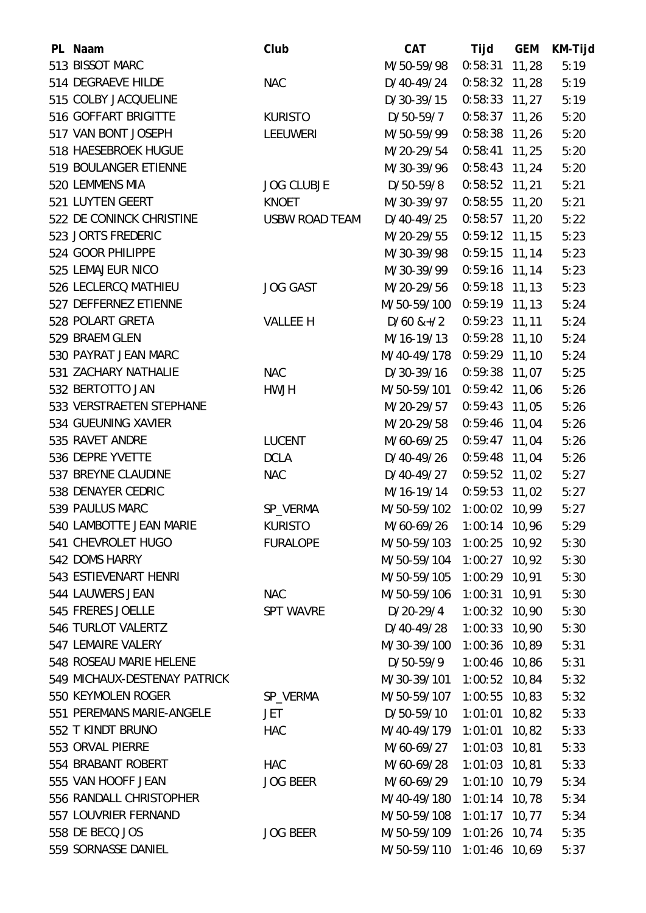| PL | Naam | Club | CAT | Tijd | GEM | KM-Tijd |
|---|---|---|---|---|---|---|
| 513 | BISSOT MARC | | M/50-59/98 | 0:58:31 | 11,28 | 5:19 |
| 514 | DEGRAEVE HILDE | NAC | D/40-49/24 | 0:58:32 | 11,28 | 5:19 |
| 515 | COLBY JACQUELINE | | D/30-39/15 | 0:58:33 | 11,27 | 5:19 |
| 516 | GOFFART BRIGITTE | KURISTO | D/50-59/7 | 0:58:37 | 11,26 | 5:20 |
| 517 | VAN BONT JOSEPH | LEEUWERI | M/50-59/99 | 0:58:38 | 11,26 | 5:20 |
| 518 | HAESEBROEK HUGUE | | M/20-29/54 | 0:58:41 | 11,25 | 5:20 |
| 519 | BOULANGER ETIENNE | | M/30-39/96 | 0:58:43 | 11,24 | 5:20 |
| 520 | LEMMENS MIA | JOG CLUBJE | D/50-59/8 | 0:58:52 | 11,21 | 5:21 |
| 521 | LUYTEN GEERT | KNOET | M/30-39/97 | 0:58:55 | 11,20 | 5:21 |
| 522 | DE CONINCK CHRISTINE | USBW ROAD TEAM | D/40-49/25 | 0:58:57 | 11,20 | 5:22 |
| 523 | JORTS FREDERIC | | M/20-29/55 | 0:59:12 | 11,15 | 5:23 |
| 524 | GOOR PHILIPPE | | M/30-39/98 | 0:59:15 | 11,14 | 5:23 |
| 525 | LEMAJEUR NICO | | M/30-39/99 | 0:59:16 | 11,14 | 5:23 |
| 526 | LECLERCQ MATHIEU | JOG GAST | M/20-29/56 | 0:59:18 | 11,13 | 5:23 |
| 527 | DEFFERNEZ ETIENNE | | M/50-59/100 | 0:59:19 | 11,13 | 5:24 |
| 528 | POLART GRETA | VALLEE H | D/60 &+/2 | 0:59:23 | 11,11 | 5:24 |
| 529 | BRAEM GLEN | | M/16-19/13 | 0:59:28 | 11,10 | 5:24 |
| 530 | PAYRAT JEAN MARC | | M/40-49/178 | 0:59:29 | 11,10 | 5:24 |
| 531 | ZACHARY NATHALIE | NAC | D/30-39/16 | 0:59:38 | 11,07 | 5:25 |
| 532 | BERTOTTO JAN | HWJH | M/50-59/101 | 0:59:42 | 11,06 | 5:26 |
| 533 | VERSTRAETEN STEPHANE | | M/20-29/57 | 0:59:43 | 11,05 | 5:26 |
| 534 | GUEUNING XAVIER | | M/20-29/58 | 0:59:46 | 11,04 | 5:26 |
| 535 | RAVET ANDRE | LUCENT | M/60-69/25 | 0:59:47 | 11,04 | 5:26 |
| 536 | DEPRE YVETTE | DCLA | D/40-49/26 | 0:59:48 | 11,04 | 5:26 |
| 537 | BREYNE CLAUDINE | NAC | D/40-49/27 | 0:59:52 | 11,02 | 5:27 |
| 538 | DENAYER CEDRIC | | M/16-19/14 | 0:59:53 | 11,02 | 5:27 |
| 539 | PAULUS MARC | SP_VERMA | M/50-59/102 | 1:00:02 | 10,99 | 5:27 |
| 540 | LAMBOTTE JEAN MARIE | KURISTO | M/60-69/26 | 1:00:14 | 10,96 | 5:29 |
| 541 | CHEVROLET HUGO | FURALOPE | M/50-59/103 | 1:00:25 | 10,92 | 5:30 |
| 542 | DOMS HARRY | | M/50-59/104 | 1:00:27 | 10,92 | 5:30 |
| 543 | ESTIEVENART HENRI | | M/50-59/105 | 1:00:29 | 10,91 | 5:30 |
| 544 | LAUWERS JEAN | NAC | M/50-59/106 | 1:00:31 | 10,91 | 5:30 |
| 545 | FRERES JOELLE | SPT WAVRE | D/20-29/4 | 1:00:32 | 10,90 | 5:30 |
| 546 | TURLOT VALERTZ | | D/40-49/28 | 1:00:33 | 10,90 | 5:30 |
| 547 | LEMAIRE VALERY | | M/30-39/100 | 1:00:36 | 10,89 | 5:31 |
| 548 | ROSEAU MARIE HELENE | | D/50-59/9 | 1:00:46 | 10,86 | 5:31 |
| 549 | MICHAUX-DESTENAY PATRICK | | M/30-39/101 | 1:00:52 | 10,84 | 5:32 |
| 550 | KEYMOLEN ROGER | SP_VERMA | M/50-59/107 | 1:00:55 | 10,83 | 5:32 |
| 551 | PEREMANS MARIE-ANGELE | JET | D/50-59/10 | 1:01:01 | 10,82 | 5:33 |
| 552 | T KINDT BRUNO | HAC | M/40-49/179 | 1:01:01 | 10,82 | 5:33 |
| 553 | ORVAL PIERRE | | M/60-69/27 | 1:01:03 | 10,81 | 5:33 |
| 554 | BRABANT ROBERT | HAC | M/60-69/28 | 1:01:03 | 10,81 | 5:33 |
| 555 | VAN HOOFF JEAN | JOG BEER | M/60-69/29 | 1:01:10 | 10,79 | 5:34 |
| 556 | RANDALL CHRISTOPHER | | M/40-49/180 | 1:01:14 | 10,78 | 5:34 |
| 557 | LOUVRIER FERNAND | | M/50-59/108 | 1:01:17 | 10,77 | 5:34 |
| 558 | DE BECQ JOS | JOG BEER | M/50-59/109 | 1:01:26 | 10,74 | 5:35 |
| 559 | SORNASSE DANIEL | | M/50-59/110 | 1:01:46 | 10,69 | 5:37 |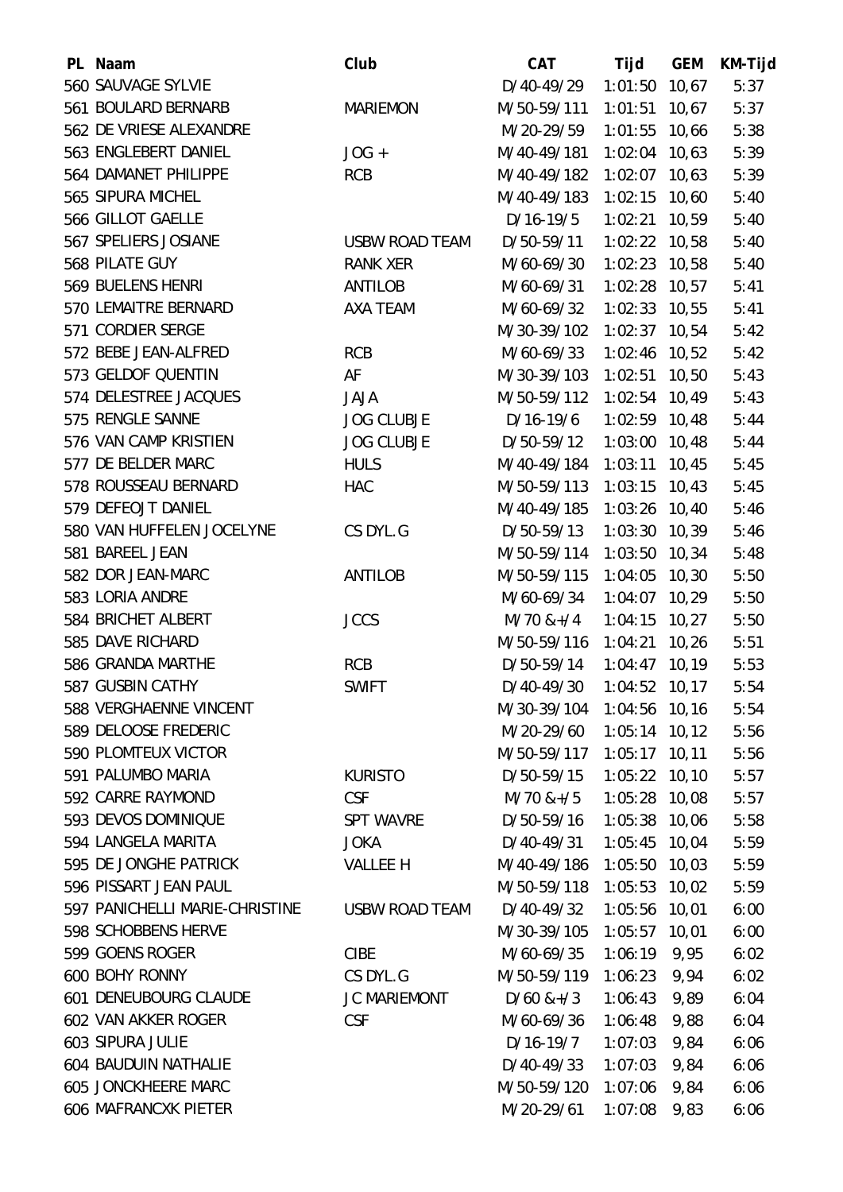| PL | Naam | Club | CAT | Tijd | GEM | KM-Tijd |
|---|---|---|---|---|---|---|
| 560 | SAUVAGE SYLVIE | | D/40-49/29 | 1:01:50 | 10,67 | 5:37 |
| 561 | BOULARD BERNARB | MARIEMON | M/50-59/111 | 1:01:51 | 10,67 | 5:37 |
| 562 | DE VRIESE ALEXANDRE | | M/20-29/59 | 1:01:55 | 10,66 | 5:38 |
| 563 | ENGLEBERT DANIEL | JOG + | M/40-49/181 | 1:02:04 | 10,63 | 5:39 |
| 564 | DAMANET PHILIPPE | RCB | M/40-49/182 | 1:02:07 | 10,63 | 5:39 |
| 565 | SIPURA MICHEL | | M/40-49/183 | 1:02:15 | 10,60 | 5:40 |
| 566 | GILLOT GAELLE | | D/16-19/5 | 1:02:21 | 10,59 | 5:40 |
| 567 | SPELIERS JOSIANE | USBW ROAD TEAM | D/50-59/11 | 1:02:22 | 10,58 | 5:40 |
| 568 | PILATE GUY | RANK XER | M/60-69/30 | 1:02:23 | 10,58 | 5:40 |
| 569 | BUELENS HENRI | ANTILOB | M/60-69/31 | 1:02:28 | 10,57 | 5:41 |
| 570 | LEMAITRE BERNARD | AXA TEAM | M/60-69/32 | 1:02:33 | 10,55 | 5:41 |
| 571 | CORDIER SERGE | | M/30-39/102 | 1:02:37 | 10,54 | 5:42 |
| 572 | BEBE JEAN-ALFRED | RCB | M/60-69/33 | 1:02:46 | 10,52 | 5:42 |
| 573 | GELDOF QUENTIN | AF | M/30-39/103 | 1:02:51 | 10,50 | 5:43 |
| 574 | DELESTREE JACQUES | JAJA | M/50-59/112 | 1:02:54 | 10,49 | 5:43 |
| 575 | RENGLE SANNE | JOG CLUBJE | D/16-19/6 | 1:02:59 | 10,48 | 5:44 |
| 576 | VAN CAMP KRISTIEN | JOG CLUBJE | D/50-59/12 | 1:03:00 | 10,48 | 5:44 |
| 577 | DE BELDER MARC | HULS | M/40-49/184 | 1:03:11 | 10,45 | 5:45 |
| 578 | ROUSSEAU BERNARD | HAC | M/50-59/113 | 1:03:15 | 10,43 | 5:45 |
| 579 | DEFEOJT DANIEL | | M/40-49/185 | 1:03:26 | 10,40 | 5:46 |
| 580 | VAN HUFFELEN JOCELYNE | CS DYL. G | D/50-59/13 | 1:03:30 | 10,39 | 5:46 |
| 581 | BAREEL JEAN | | M/50-59/114 | 1:03:50 | 10,34 | 5:48 |
| 582 | DOR JEAN-MARC | ANTILOB | M/50-59/115 | 1:04:05 | 10,30 | 5:50 |
| 583 | LORIA ANDRE | | M/60-69/34 | 1:04:07 | 10,29 | 5:50 |
| 584 | BRICHET ALBERT | JCCS | M/70 &+/4 | 1:04:15 | 10,27 | 5:50 |
| 585 | DAVE RICHARD | | M/50-59/116 | 1:04:21 | 10,26 | 5:51 |
| 586 | GRANDA MARTHE | RCB | D/50-59/14 | 1:04:47 | 10,19 | 5:53 |
| 587 | GUSBIN CATHY | SWIFT | D/40-49/30 | 1:04:52 | 10,17 | 5:54 |
| 588 | VERGHAENNE VINCENT | | M/30-39/104 | 1:04:56 | 10,16 | 5:54 |
| 589 | DELOOSE FREDERIC | | M/20-29/60 | 1:05:14 | 10,12 | 5:56 |
| 590 | PLOMTEUX VICTOR | | M/50-59/117 | 1:05:17 | 10,11 | 5:56 |
| 591 | PALUMBO MARIA | KURISTO | D/50-59/15 | 1:05:22 | 10,10 | 5:57 |
| 592 | CARRE RAYMOND | CSF | M/70 &+/5 | 1:05:28 | 10,08 | 5:57 |
| 593 | DEVOS DOMINIQUE | SPT WAVRE | D/50-59/16 | 1:05:38 | 10,06 | 5:58 |
| 594 | LANGELA MARITA | JOKA | D/40-49/31 | 1:05:45 | 10,04 | 5:59 |
| 595 | DE JONGHE PATRICK | VALLEE H | M/40-49/186 | 1:05:50 | 10,03 | 5:59 |
| 596 | PISSART JEAN PAUL | | M/50-59/118 | 1:05:53 | 10,02 | 5:59 |
| 597 | PANICHELLI MARIE-CHRISTINE | USBW ROAD TEAM | D/40-49/32 | 1:05:56 | 10,01 | 6:00 |
| 598 | SCHOBBENS HERVE | | M/30-39/105 | 1:05:57 | 10,01 | 6:00 |
| 599 | GOENS ROGER | CIBE | M/60-69/35 | 1:06:19 | 9,95 | 6:02 |
| 600 | BOHY RONNY | CS DYL. G | M/50-59/119 | 1:06:23 | 9,94 | 6:02 |
| 601 | DENEUBOURG CLAUDE | JC MARIEMONT | D/60 &+/3 | 1:06:43 | 9,89 | 6:04 |
| 602 | VAN AKKER ROGER | CSF | M/60-69/36 | 1:06:48 | 9,88 | 6:04 |
| 603 | SIPURA JULIE | | D/16-19/7 | 1:07:03 | 9,84 | 6:06 |
| 604 | BAUDUIN NATHALIE | | D/40-49/33 | 1:07:03 | 9,84 | 6:06 |
| 605 | JONCKHEERE MARC | | M/50-59/120 | 1:07:06 | 9,84 | 6:06 |
| 606 | MAFRANCXK PIETER | | M/20-29/61 | 1:07:08 | 9,83 | 6:06 |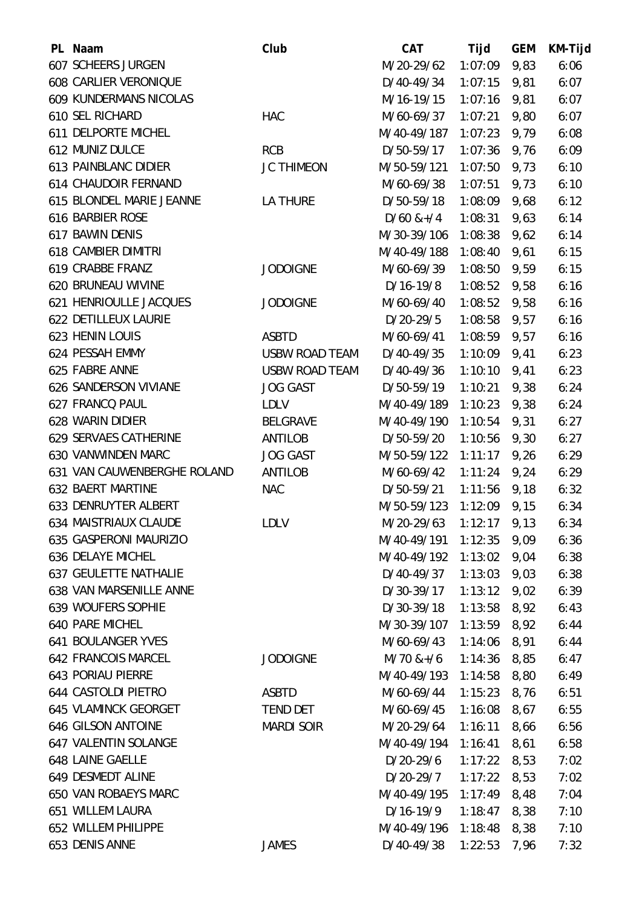| PL | Naam | Club | CAT | Tijd | GEM | KM-Tijd |
|---|---|---|---|---|---|---|
| 607 | SCHEERS JURGEN | | M/20-29/62 | 1:07:09 | 9,83 | 6:06 |
| 608 | CARLIER VERONIQUE | | D/40-49/34 | 1:07:15 | 9,81 | 6:07 |
| 609 | KUNDERMANS NICOLAS | | M/16-19/15 | 1:07:16 | 9,81 | 6:07 |
| 610 | SEL RICHARD | HAC | M/60-69/37 | 1:07:21 | 9,80 | 6:07 |
| 611 | DELPORTE MICHEL | | M/40-49/187 | 1:07:23 | 9,79 | 6:08 |
| 612 | MUNIZ DULCE | RCB | D/50-59/17 | 1:07:36 | 9,76 | 6:09 |
| 613 | PAINBLANC DIDIER | JC THIMEON | M/50-59/121 | 1:07:50 | 9,73 | 6:10 |
| 614 | CHAUDOIR FERNAND | | M/60-69/38 | 1:07:51 | 9,73 | 6:10 |
| 615 | BLONDEL MARIE JEANNE | LA THURE | D/50-59/18 | 1:08:09 | 9,68 | 6:12 |
| 616 | BARBIER ROSE | | D/60 &+/4 | 1:08:31 | 9,63 | 6:14 |
| 617 | BAWIN DENIS | | M/30-39/106 | 1:08:38 | 9,62 | 6:14 |
| 618 | CAMBIER DIMITRI | | M/40-49/188 | 1:08:40 | 9,61 | 6:15 |
| 619 | CRABBE FRANZ | JODOIGNE | M/60-69/39 | 1:08:50 | 9,59 | 6:15 |
| 620 | BRUNEAU WIVINE | | D/16-19/8 | 1:08:52 | 9,58 | 6:16 |
| 621 | HENRIOULLE JACQUES | JODOIGNE | M/60-69/40 | 1:08:52 | 9,58 | 6:16 |
| 622 | DETILLEUX LAURIE | | D/20-29/5 | 1:08:58 | 9,57 | 6:16 |
| 623 | HENIN LOUIS | ASBTD | M/60-69/41 | 1:08:59 | 9,57 | 6:16 |
| 624 | PESSAH EMMY | USBW ROAD TEAM | D/40-49/35 | 1:10:09 | 9,41 | 6:23 |
| 625 | FABRE ANNE | USBW ROAD TEAM | D/40-49/36 | 1:10:10 | 9,41 | 6:23 |
| 626 | SANDERSON VIVIANE | JOG GAST | D/50-59/19 | 1:10:21 | 9,38 | 6:24 |
| 627 | FRANCQ PAUL | LDLV | M/40-49/189 | 1:10:23 | 9,38 | 6:24 |
| 628 | WARIN DIDIER | BELGRAVE | M/40-49/190 | 1:10:54 | 9,31 | 6:27 |
| 629 | SERVAES CATHERINE | ANTILOB | D/50-59/20 | 1:10:56 | 9,30 | 6:27 |
| 630 | VANWINDEN MARC | JOG GAST | M/50-59/122 | 1:11:17 | 9,26 | 6:29 |
| 631 | VAN CAUWENBERGHE ROLAND | ANTILOB | M/60-69/42 | 1:11:24 | 9,24 | 6:29 |
| 632 | BAERT MARTINE | NAC | D/50-59/21 | 1:11:56 | 9,18 | 6:32 |
| 633 | DENRUYTER ALBERT | | M/50-59/123 | 1:12:09 | 9,15 | 6:34 |
| 634 | MAISTRIAUX CLAUDE | LDLV | M/20-29/63 | 1:12:17 | 9,13 | 6:34 |
| 635 | GASPERONI MAURIZIO | | M/40-49/191 | 1:12:35 | 9,09 | 6:36 |
| 636 | DELAYE MICHEL | | M/40-49/192 | 1:13:02 | 9,04 | 6:38 |
| 637 | GEULETTE NATHALIE | | D/40-49/37 | 1:13:03 | 9,03 | 6:38 |
| 638 | VAN MARSENILLE ANNE | | D/30-39/17 | 1:13:12 | 9,02 | 6:39 |
| 639 | WOUFERS SOPHIE | | D/30-39/18 | 1:13:58 | 8,92 | 6:43 |
| 640 | PARE MICHEL | | M/30-39/107 | 1:13:59 | 8,92 | 6:44 |
| 641 | BOULANGER YVES | | M/60-69/43 | 1:14:06 | 8,91 | 6:44 |
| 642 | FRANCOIS MARCEL | JODOIGNE | M/70 &+/6 | 1:14:36 | 8,85 | 6:47 |
| 643 | PORIAU PIERRE | | M/40-49/193 | 1:14:58 | 8,80 | 6:49 |
| 644 | CASTOLDI PIETRO | ASBTD | M/60-69/44 | 1:15:23 | 8,76 | 6:51 |
| 645 | VLAMINCK GEORGET | TEND DET | M/60-69/45 | 1:16:08 | 8,67 | 6:55 |
| 646 | GILSON ANTOINE | MARDI SOIR | M/20-29/64 | 1:16:11 | 8,66 | 6:56 |
| 647 | VALENTIN SOLANGE | | M/40-49/194 | 1:16:41 | 8,61 | 6:58 |
| 648 | LAINE GAELLE | | D/20-29/6 | 1:17:22 | 8,53 | 7:02 |
| 649 | DESMEDT ALINE | | D/20-29/7 | 1:17:22 | 8,53 | 7:02 |
| 650 | VAN ROBAEYS MARC | | M/40-49/195 | 1:17:49 | 8,48 | 7:04 |
| 651 | WILLEM LAURA | | D/16-19/9 | 1:18:47 | 8,38 | 7:10 |
| 652 | WILLEM PHILIPPE | | M/40-49/196 | 1:18:48 | 8,38 | 7:10 |
| 653 | DENIS ANNE | JAMES | D/40-49/38 | 1:22:53 | 7,96 | 7:32 |